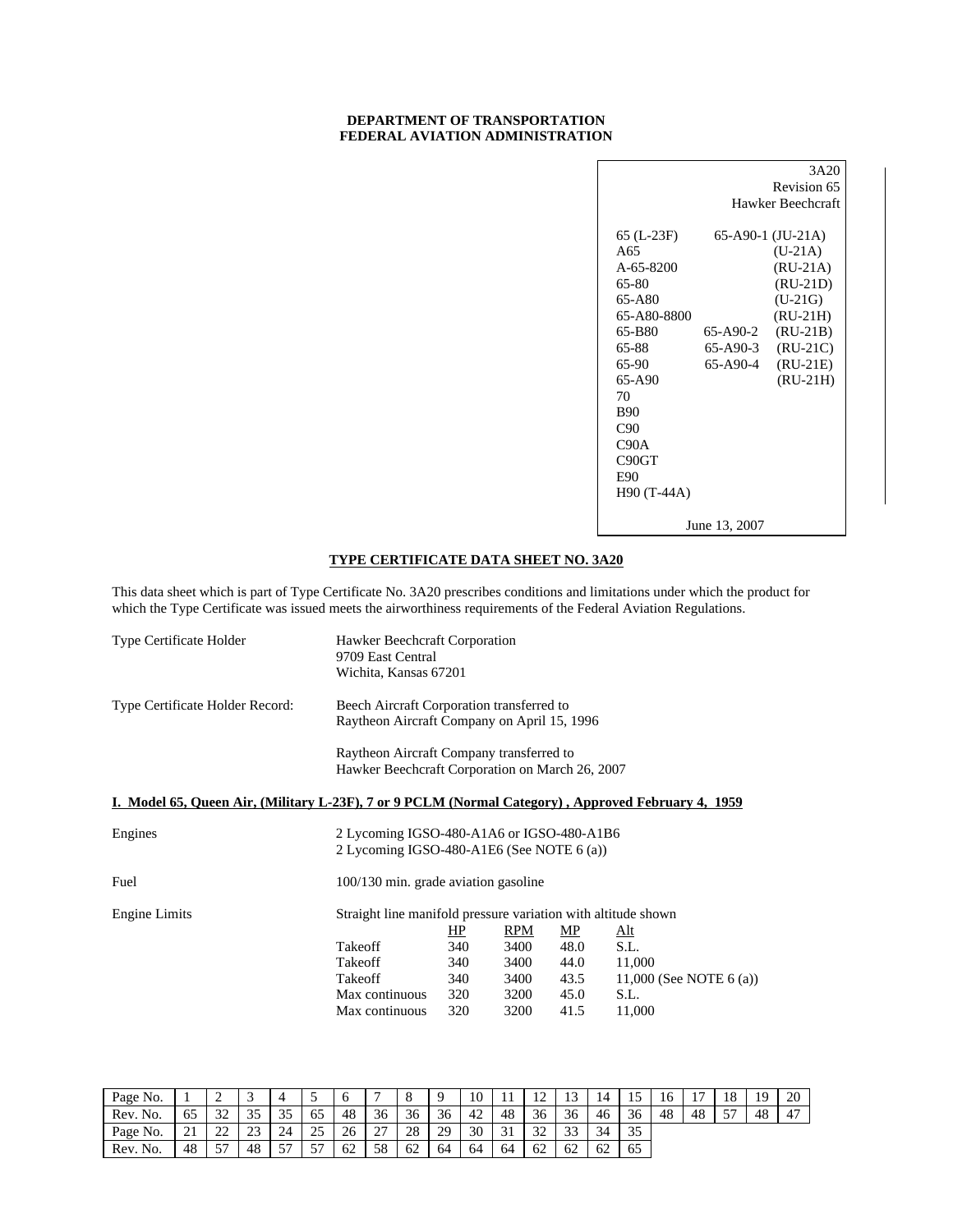**DEPARTMENT OF TRANSPORTATION**
**FEDERAL AVIATION ADMINISTRATION**

3A20
Revision 65
Hawker Beechcraft

| | | |
|---|---|---|
| 65 (L-23F) | 65-A90-1 | (JU-21A) |
| A65 | | (U-21A) |
| A-65-8200 | | (RU-21A) |
| 65-80 | | (RU-21D) |
| 65-A80 | | (U-21G) |
| 65-A80-8800 | | (RU-21H) |
| 65-B80 | 65-A90-2 | (RU-21B) |
| 65-88 | 65-A90-3 | (RU-21C) |
| 65-90 | 65-A90-4 | (RU-21E) |
| 65-A90 | | (RU-21H) |
| 70 | | |
| B90 | | |
| C90 | | |
| C90A | | |
| C90GT | | |
| E90 | | |
| H90 (T-44A) | | |

June 13, 2007

## TYPE CERTIFICATE DATA SHEET NO. 3A20

This data sheet which is part of Type Certificate No. 3A20 prescribes conditions and limitations under which the product for which the Type Certificate was issued meets the airworthiness requirements of the Federal Aviation Regulations.

Type Certificate Holder: Hawker Beechcraft Corporation
9709 East Central
Wichita, Kansas 67201

Type Certificate Holder Record: Beech Aircraft Corporation transferred to Raytheon Aircraft Company on April 15, 1996

Raytheon Aircraft Company transferred to Hawker Beechcraft Corporation on March 26, 2007

### I. Model 65, Queen Air, (Military L-23F), 7 or 9 PCLM (Normal Category) , Approved February 4, 1959

Engines: 2 Lycoming IGSO-480-A1A6 or IGSO-480-A1B6
2 Lycoming IGSO-480-A1E6 (See NOTE 6 (a))

Fuel: 100/130 min. grade aviation gasoline

Engine Limits: Straight line manifold pressure variation with altitude shown

| | HP | RPM | MP | Alt |
|---|---|---|---|---|
| Takeoff | 340 | 3400 | 48.0 | S.L. |
| Takeoff | 340 | 3400 | 44.0 | 11,000 |
| Takeoff | 340 | 3400 | 43.5 | 11,000 (See NOTE 6 (a)) |
| Max continuous | 320 | 3200 | 45.0 | S.L. |
| Max continuous | 320 | 3200 | 41.5 | 11,000 |

| Page No. | 1 | 2 | 3 | 4 | 5 | 6 | 7 | 8 | 9 | 10 | 11 | 12 | 13 | 14 | 15 | 16 | 17 | 18 | 19 | 20 |
|---|---|---|---|---|---|---|---|---|---|---|---|---|---|---|---|---|---|---|---|---|
| Rev. No. | 65 | 32 | 35 | 35 | 65 | 48 | 36 | 36 | 36 | 42 | 48 | 36 | 36 | 46 | 36 | 48 | 48 | 57 | 48 | 47 |
| Page No. | 21 | 22 | 23 | 24 | 25 | 26 | 27 | 28 | 29 | 30 | 31 | 32 | 33 | 34 | 35 | | | | | |
| Rev. No. | 48 | 57 | 48 | 57 | 57 | 62 | 58 | 62 | 64 | 64 | 64 | 62 | 62 | 62 | 65 | | | | | |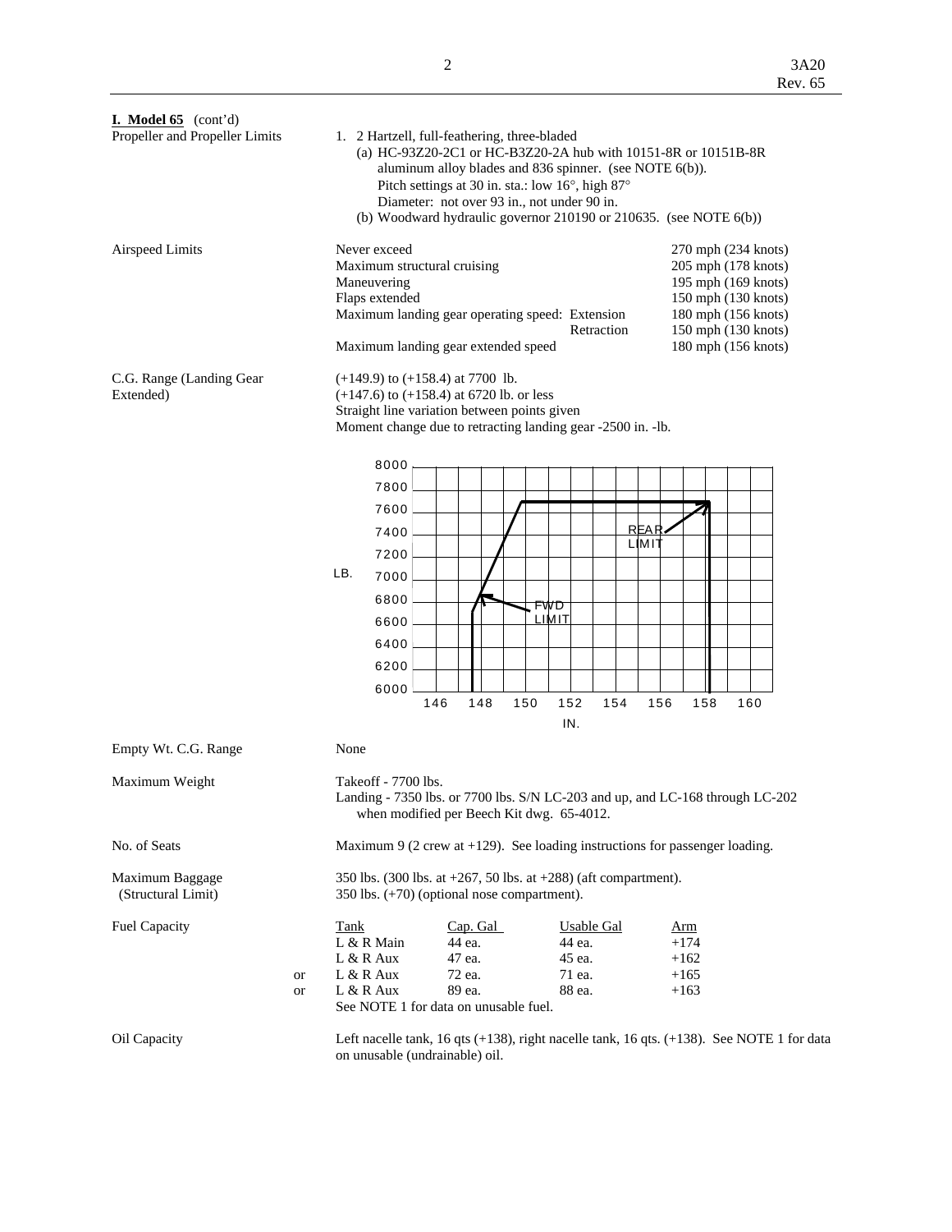**I. Model 65** (cont'd)

**Propeller and Propeller Limits**

1. 2 Hartzell, full-feathering, three-bladed
   (a) HC-93Z20-2C1 or HC-B3Z20-2A hub with 10151-8R or 10151B-8R aluminum alloy blades and 836 spinner. (see NOTE 6(b)).
   Pitch settings at 30 in. sta.: low 16°, high 87°
   Diameter: not over 93 in., not under 90 in.
   (b) Woodward hydraulic governor 210190 or 210635. (see NOTE 6(b))

**Airspeed Limits**

| | |
|---|---|
| Never exceed | 270 mph (234 knots) |
| Maximum structural cruising | 205 mph (178 knots) |
| Maneuvering | 195 mph (169 knots) |
| Flaps extended | 150 mph (130 knots) |
| Maximum landing gear operating speed: Extension | 180 mph (156 knots) |
| Retraction | 150 mph (130 knots) |
| Maximum landing gear extended speed | 180 mph (156 knots) |

**C.G. Range (Landing Gear Extended)**

(+149.9) to (+158.4) at 7700 lb.
(+147.6) to (+158.4) at 6720 lb. or less
Straight line variation between points given
Moment change due to retracting landing gear -2500 in. -lb.

**Empty Wt. C.G. Range**

None

**Maximum Weight**

Takeoff - 7700 lbs.
Landing - 7350 lbs. or 7700 lbs. S/N LC-203 and up, and LC-168 through LC-202 when modified per Beech Kit dwg. 65-4012.

**No. of Seats**

Maximum 9 (2 crew at +129). See loading instructions for passenger loading.

**Maximum Baggage (Structural Limit)**

350 lbs. (300 lbs. at +267, 50 lbs. at +288) (aft compartment).
350 lbs. (+70) (optional nose compartment).

**Fuel Capacity**

| | Tank | Cap. Gal | Usable Gal | Arm |
|---|---|---|---|---|
| | L & R Main | 44 ea. | 44 ea. | +174 |
| | L & R Aux | 47 ea. | 45 ea. | +162 |
| or | L & R Aux | 72 ea. | 71 ea. | +165 |
| or | L & R Aux | 89 ea. | 88 ea. | +163 |

See NOTE 1 for data on unusable fuel.

**Oil Capacity**

Left nacelle tank, 16 qts (+138), right nacelle tank, 16 qts. (+138). See NOTE 1 for data on unusable (undrainable) oil.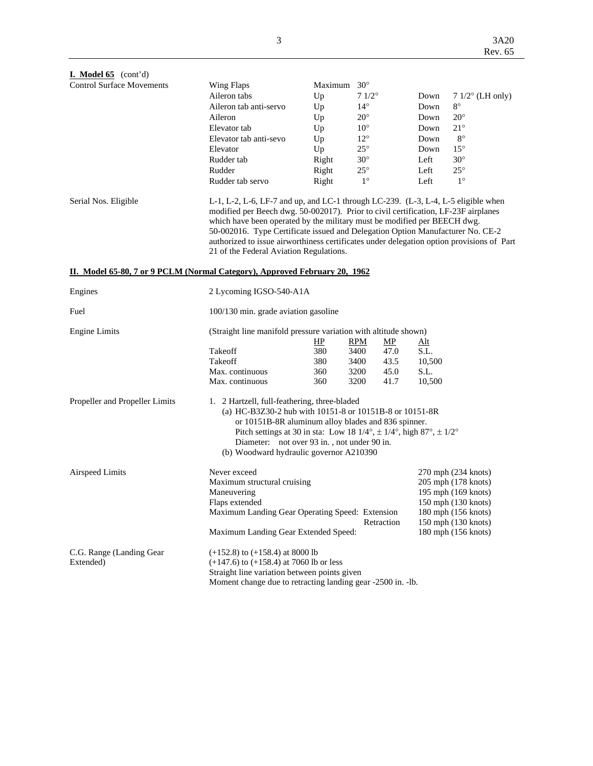**I. Model 65** (cont'd)

| Control Surface Movements | | | | | |
|---|---|---|---|---|---|
| Wing Flaps | Maximum | 30° | | |
| Aileron tabs | Up | 7 1/2° | Down | 7 1/2° (LH only) |
| Aileron tab anti-servo | Up | 14° | Down | 8° |
| Aileron | Up | 20° | Down | 20° |
| Elevator tab | Up | 10° | Down | 21° |
| Elevator tab anti-sevo | Up | 12° | Down | 8° |
| Elevator | Up | 25° | Down | 15° |
| Rudder tab | Right | 30° | Left | 30° |
| Rudder | Right | 25° | Left | 25° |
| Rudder tab servo | Right | 1° | Left | 1° |

Serial Nos. Eligible

L-1, L-2, L-6, LF-7 and up, and LC-1 through LC-239. (L-3, L-4, L-5 eligible when modified per Beech dwg. 50-002017). Prior to civil certification, LF-23F airplanes which have been operated by the military must be modified per BEECH dwg. 50-002016. Type Certificate issued and Delegation Option Manufacturer No. CE-2 authorized to issue airworthiness certificates under delegation option provisions of Part 21 of the Federal Aviation Regulations.

## II. Model 65-80, 7 or 9 PCLM (Normal Category), Approved February 20, 1962

Engines

2 Lycoming IGSO-540-A1A

Fuel

100/130 min. grade aviation gasoline

Engine Limits

(Straight line manifold pressure variation with altitude shown)

| | HP | RPM | MP | Alt |
|---|---|---|---|---|
| Takeoff | 380 | 3400 | 47.0 | S.L. |
| Takeoff | 380 | 3400 | 43.5 | 10,500 |
| Max. continuous | 360 | 3200 | 45.0 | S.L. |
| Max. continuous | 360 | 3200 | 41.7 | 10,500 |

Propeller and Propeller Limits

1. 2 Hartzell, full-feathering, three-bladed
   (a) HC-B3Z30-2 hub with 10151-8 or 10151B-8 or 10151-8R or 10151B-8R aluminum alloy blades and 836 spinner.
   Pitch settings at 30 in sta: Low 18 1/4°, ± 1/4°, high 87°, ± 1/2°
   Diameter: not over 93 in. , not under 90 in.
   (b) Woodward hydraulic governor A210390

Airspeed Limits

| | |
|---|---|
| Never exceed | 270 mph (234 knots) |
| Maximum structural cruising | 205 mph (178 knots) |
| Maneuvering | 195 mph (169 knots) |
| Flaps extended | 150 mph (130 knots) |
| Maximum Landing Gear Operating Speed: Extension | 180 mph (156 knots) |
| Retraction | 150 mph (130 knots) |
| Maximum Landing Gear Extended Speed: | 180 mph (156 knots) |

C.G. Range (Landing Gear Extended)

(+152.8) to (+158.4) at 8000 lb
(+147.6) to (+158.4) at 7060 lb or less
Straight line variation between points given
Moment change due to retracting landing gear -2500 in. -lb.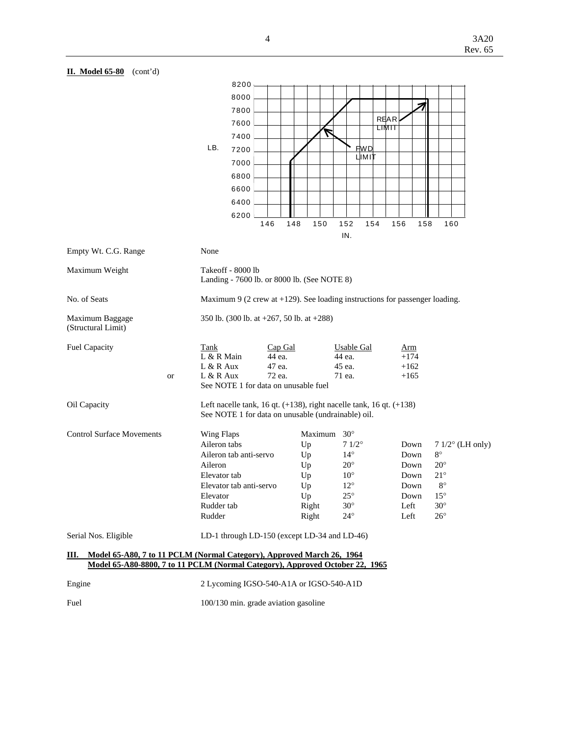**II. Model 65-80** (cont'd)

| Empty Wt. C.G. Range | None |
|---|---|
| Maximum Weight | Takeoff - 8000 lb<br>Landing - 7600 lb. or 8000 lb. (See NOTE 8) |
| No. of Seats | Maximum 9 (2 crew at +129). See loading instructions for passenger loading. |
| Maximum Baggage (Structural Limit) | 350 lb. (300 lb. at +267, 50 lb. at +288) |

Fuel Capacity

| | Tank | Cap Gal | Usable Gal | Arm |
|---|---|---|---|---|
| | L & R Main | 44 ea. | 44 ea. | +174 |
| | L & R Aux | 47 ea. | 45 ea. | +162 |
| or | L & R Aux | 72 ea. | 71 ea. | +165 |

See NOTE 1 for data on unusable fuel

Oil Capacity: Left nacelle tank, 16 qt. (+138), right nacelle tank, 16 qt. (+138)
See NOTE 1 for data on unusable (undrainable) oil.

Control Surface Movements

| | | | | |
|---|---|---|---|---|
| Wing Flaps | Maximum 30° | | | |
| Aileron tabs | Up | 7 1/2° | Down | 7 1/2° (LH only) |
| Aileron tab anti-servo | Up | 14° | Down | 8° |
| Aileron | Up | 20° | Down | 20° |
| Elevator tab | Up | 10° | Down | 21° |
| Elevator tab anti-servo | Up | 12° | Down | 8° |
| Elevator | Up | 25° | Down | 15° |
| Rudder tab | Right | 30° | Left | 30° |
| Rudder | Right | 24° | Left | 26° |

Serial Nos. Eligible: LD-1 through LD-150 (except LD-34 and LD-46)

## III. Model 65-A80, 7 to 11 PCLM (Normal Category), Approved March 26, 1964
## Model 65-A80-8800, 7 to 11 PCLM (Normal Category), Approved October 22, 1965

Engine: 2 Lycoming IGSO-540-A1A or IGSO-540-A1D

Fuel: 100/130 min. grade aviation gasoline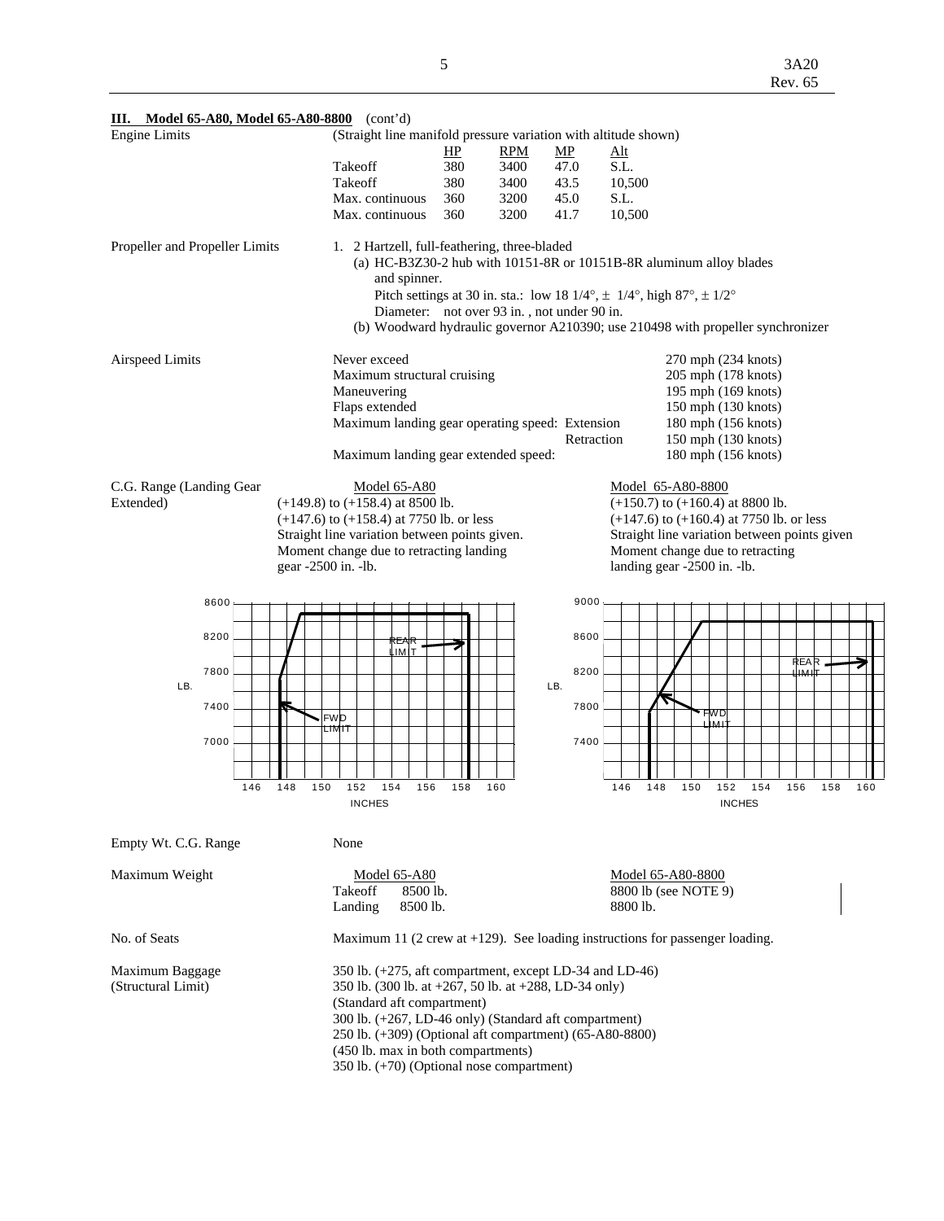**III. Model 65-A80, Model 65-A80-8800** (cont'd)

**Engine Limits**

(Straight line manifold pressure variation with altitude shown)

| | HP | RPM | MP | Alt |
|---|---|---|---|---|
| Takeoff | 380 | 3400 | 47.0 | S.L. |
| Takeoff | 380 | 3400 | 43.5 | 10,500 |
| Max. continuous | 360 | 3200 | 45.0 | S.L. |
| Max. continuous | 360 | 3200 | 41.7 | 10,500 |

**Propeller and Propeller Limits**

1. 2 Hartzell, full-feathering, three-bladed
   (a) HC-B3Z30-2 hub with 10151-8R or 10151B-8R aluminum alloy blades and spinner.
   Pitch settings at 30 in. sta.: low 18 1/4°, ± 1/4°, high 87°, ± 1/2°
   Diameter: not over 93 in. , not under 90 in.
   (b) Woodward hydraulic governor A210390; use 210498 with propeller synchronizer

**Airspeed Limits**

| | |
|---|---|
| Never exceed | 270 mph (234 knots) |
| Maximum structural cruising | 205 mph (178 knots) |
| Maneuvering | 195 mph (169 knots) |
| Flaps extended | 150 mph (130 knots) |
| Maximum landing gear operating speed: Extension | 180 mph (156 knots) |
| Retraction | 150 mph (130 knots) |
| Maximum landing gear extended speed: | 180 mph (156 knots) |

**C.G. Range (Landing Gear Extended)**

Model 65-A80
(+149.8) to (+158.4) at 8500 lb.
(+147.6) to (+158.4) at 7750 lb. or less
Straight line variation between points given.
Moment change due to retracting landing gear -2500 in. -lb.

Model 65-A80-8800
(+150.7) to (+160.4) at 8800 lb.
(+147.6) to (+160.4) at 7750 lb. or less
Straight line variation between points given
Moment change due to retracting landing gear -2500 in. -lb.

**Empty Wt. C.G. Range**

None

**Maximum Weight**

Model 65-A80
Takeoff 8500 lb.
Landing 8500 lb.

Model 65-A80-8800
8800 lb (see NOTE 9)
8800 lb.

**No. of Seats**

Maximum 11 (2 crew at +129). See loading instructions for passenger loading.

**Maximum Baggage (Structural Limit)**

350 lb. (+275, aft compartment, except LD-34 and LD-46)
350 lb. (300 lb. at +267, 50 lb. at +288, LD-34 only)
(Standard aft compartment)
300 lb. (+267, LD-46 only) (Standard aft compartment)
250 lb. (+309) (Optional aft compartment) (65-A80-8800)
(450 lb. max in both compartments)
350 lb. (+70) (Optional nose compartment)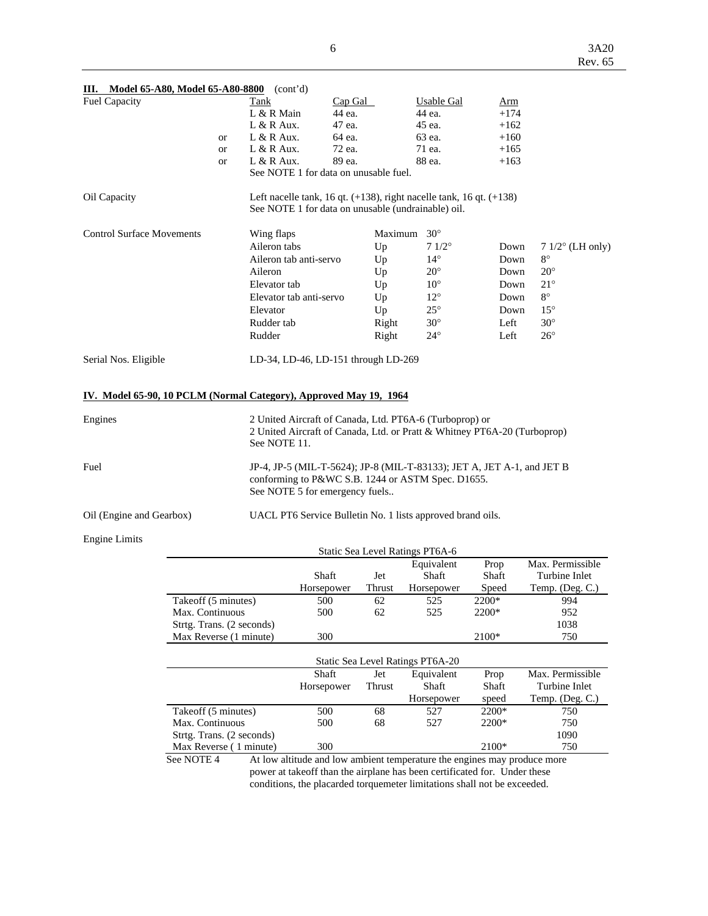### III. Model 65-A80, Model 65-A80-8800 (cont'd)

**Fuel Capacity**

| | Tank | Cap Gal | Usable Gal | Arm |
|---|---|---|---|---|
| | L & R Main | 44 ea. | 44 ea. | +174 |
| | L & R Aux. | 47 ea. | 45 ea. | +162 |
| or | L & R Aux. | 64 ea. | 63 ea. | +160 |
| or | L & R Aux. | 72 ea. | 71 ea. | +165 |
| or | L & R Aux. | 89 ea. | 88 ea. | +163 |

See NOTE 1 for data on unusable fuel.

**Oil Capacity**

Left nacelle tank, 16 qt. (+138), right nacelle tank, 16 qt. (+138)
See NOTE 1 for data on unusable (undrainable) oil.

**Control Surface Movements**

| | | | | |
|---|---|---|---|---|
| Wing flaps | Maximum | 30° | | |
| Aileron tabs | Up | 7 1/2° | Down | 7 1/2° (LH only) |
| Aileron tab anti-servo | Up | 14° | Down | 8° |
| Aileron | Up | 20° | Down | 20° |
| Elevator tab | Up | 10° | Down | 21° |
| Elevator tab anti-servo | Up | 12° | Down | 8° |
| Elevator | Up | 25° | Down | 15° |
| Rudder tab | Right | 30° | Left | 30° |
| Rudder | Right | 24° | Left | 26° |

**Serial Nos. Eligible**

LD-34, LD-46, LD-151 through LD-269

### IV. Model 65-90, 10 PCLM (Normal Category), Approved May 19, 1964

**Engines**

2 United Aircraft of Canada, Ltd. PT6A-6 (Turboprop) or
2 United Aircraft of Canada, Ltd. or Pratt & Whitney PT6A-20 (Turboprop)
See NOTE 11.

**Fuel**

JP-4, JP-5 (MIL-T-5624); JP-8 (MIL-T-83133); JET A, JET A-1, and JET B conforming to P&WC S.B. 1244 or ASTM Spec. D1655.
See NOTE 5 for emergency fuels..

**Oil (Engine and Gearbox)**

UACL PT6 Service Bulletin No. 1 lists approved brand oils.

**Engine Limits**

Static Sea Level Ratings PT6A-6

| | Shaft Horsepower | Jet Thrust | Equivalent Shaft Horsepower | Prop Shaft Speed | Max. Permissible Turbine Inlet Temp. (Deg. C.) |
|---|---|---|---|---|---|
| Takeoff (5 minutes) | 500 | 62 | 525 | 2200* | 994 |
| Max. Continuous | 500 | 62 | 525 | 2200* | 952 |
| Strtg. Trans. (2 seconds) | | | | | 1038 |
| Max Reverse (1 minute) | 300 | | | 2100* | 750 |

Static Sea Level Ratings PT6A-20

| | Shaft Horsepower | Jet Thrust | Equivalent Shaft Horsepower | Prop Shaft speed | Max. Permissible Turbine Inlet Temp. (Deg. C.) |
|---|---|---|---|---|---|
| Takeoff (5 minutes) | 500 | 68 | 527 | 2200* | 750 |
| Max. Continuous | 500 | 68 | 527 | 2200* | 750 |
| Strtg. Trans. (2 seconds) | | | | | 1090 |
| Max Reverse ( 1 minute) | 300 | | | 2100* | 750 |

See NOTE 4 At low altitude and low ambient temperature the engines may produce more power at takeoff than the airplane has been certificated for. Under these conditions, the placarded torquemeter limitations shall not be exceeded.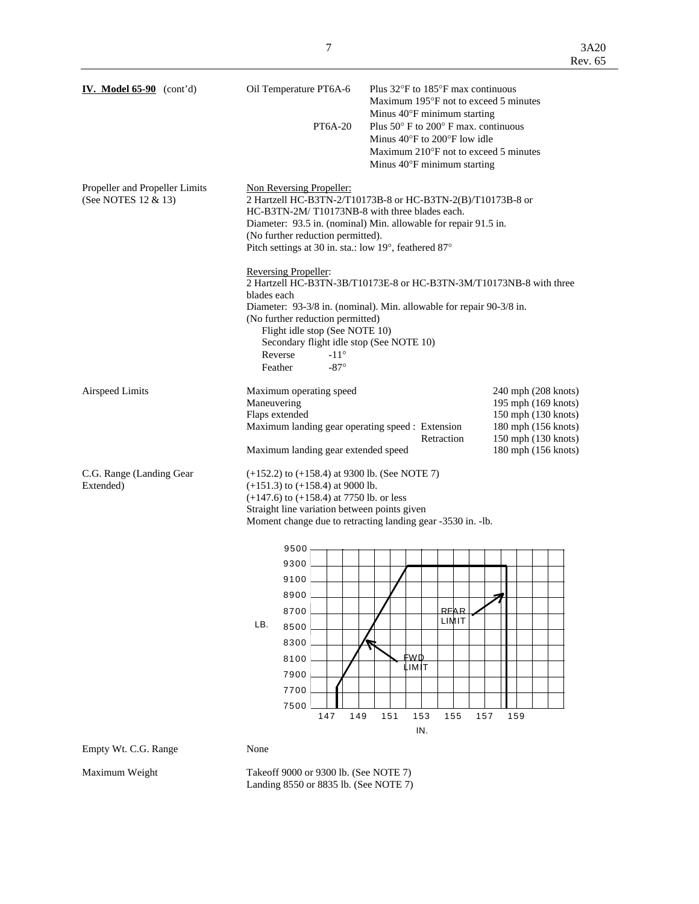| **IV. Model 65-90** (cont'd) | | |
|---|---|---|
| | Oil Temperature PT6A-6 | Plus 32°F to 185°F max continuous<br>Maximum 195°F not to exceed 5 minutes<br>Minus 40°F minimum starting |
| | PT6A-20 | Plus 50° F to 200° F max. continuous<br>Minus 40°F to 200°F low idle<br>Maximum 210°F not to exceed 5 minutes<br>Minus 40°F minimum starting |

Propeller and Propeller Limits (See NOTES 12 & 13)

Non Reversing Propeller:
2 Hartzell HC-B3TN-2/T10173B-8 or HC-B3TN-2(B)/T10173B-8 or HC-B3TN-2M/ T10173NB-8 with three blades each.
Diameter: 93.5 in. (nominal) Min. allowable for repair 91.5 in.
(No further reduction permitted).
Pitch settings at 30 in. sta.: low 19°, feathered 87°

Reversing Propeller:
2 Hartzell HC-B3TN-3B/T10173E-8 or HC-B3TN-3M/T10173NB-8 with three blades each
Diameter: 93-3/8 in. (nominal). Min. allowable for repair 90-3/8 in.
(No further reduction permitted)
Flight idle stop (See NOTE 10)
Secondary flight idle stop (See NOTE 10)
Reverse -11°
Feather -87°

Airspeed Limits

| | | |
|---|---|---|
| Maximum operating speed | | 240 mph (208 knots) |
| Maneuvering | | 195 mph (169 knots) |
| Flaps extended | | 150 mph (130 knots) |
| Maximum landing gear operating speed : | Extension | 180 mph (156 knots) |
| | Retraction | 150 mph (130 knots) |
| Maximum landing gear extended speed | | 180 mph (156 knots) |

C.G. Range (Landing Gear Extended)

(+152.2) to (+158.4) at 9300 lb. (See NOTE 7)
(+151.3) to (+158.4) at 9000 lb.
(+147.6) to (+158.4) at 7750 lb. or less
Straight line variation between points given
Moment change due to retracting landing gear -3530 in. -lb.

Empty Wt. C.G. Range: None

Maximum Weight: Takeoff 9000 or 9300 lb. (See NOTE 7)
Landing 8550 or 8835 lb. (See NOTE 7)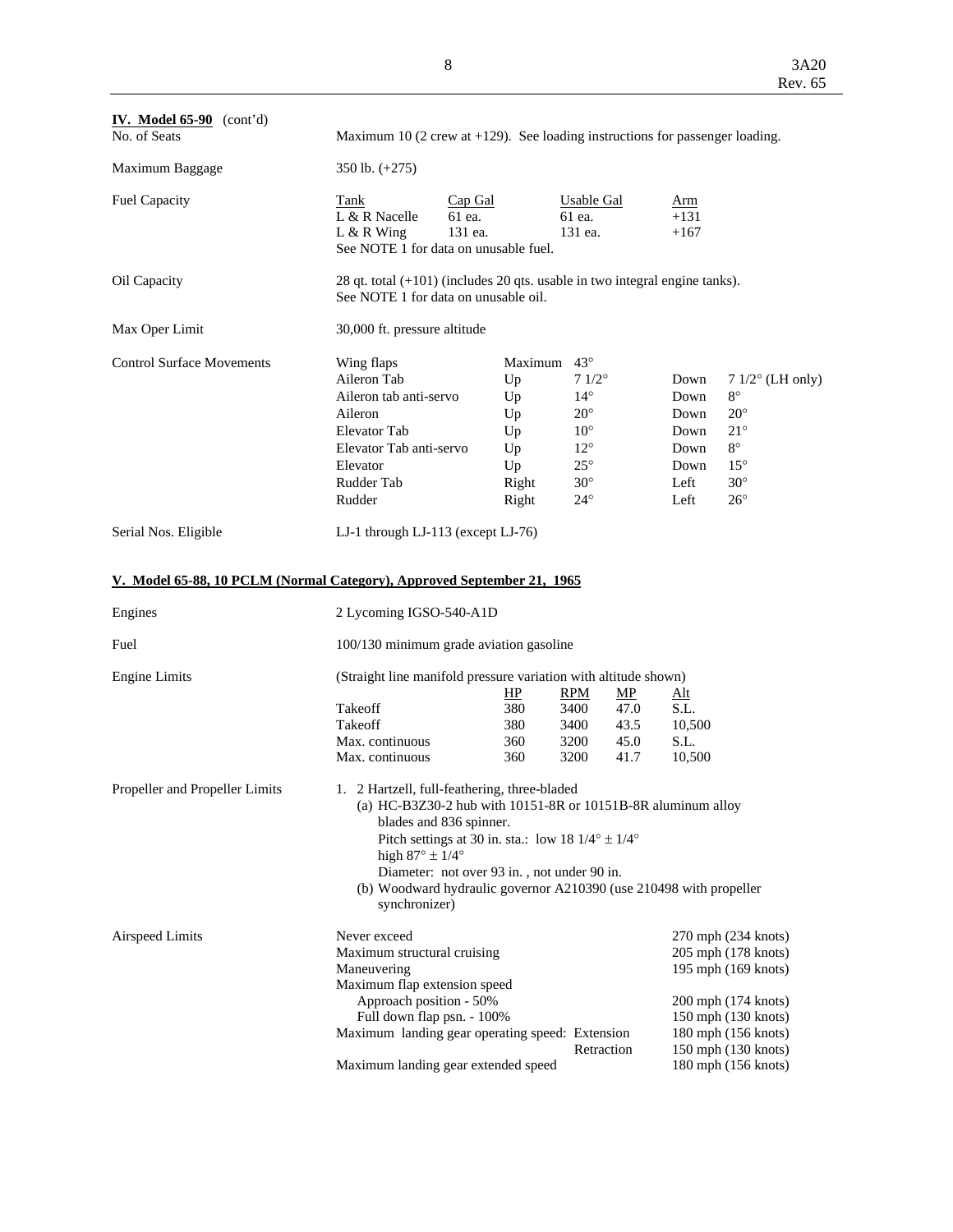**IV. Model 65-90** (cont'd)

No. of Seats — Maximum 10 (2 crew at +129). See loading instructions for passenger loading.

Maximum Baggage — 350 lb. (+275)

Fuel Capacity

| Tank | Cap Gal | Usable Gal | Arm |
|---|---|---|---|
| L & R Nacelle | 61 ea. | 61 ea. | +131 |
| L & R Wing | 131 ea. | 131 ea. | +167 |

See NOTE 1 for data on unusable fuel.

Oil Capacity — 28 qt. total (+101) (includes 20 qts. usable in two integral engine tanks). See NOTE 1 for data on unusable oil.

Max Oper Limit — 30,000 ft. pressure altitude

Control Surface Movements

| | | | | |
|---|---|---|---|---|
| Wing flaps | Maximum | 43° | | |
| Aileron Tab | Up | 7 1/2° | Down | 7 1/2° (LH only) |
| Aileron tab anti-servo | Up | 14° | Down | 8° |
| Aileron | Up | 20° | Down | 20° |
| Elevator Tab | Up | 10° | Down | 21° |
| Elevator Tab anti-servo | Up | 12° | Down | 8° |
| Elevator | Up | 25° | Down | 15° |
| Rudder Tab | Right | 30° | Left | 30° |
| Rudder | Right | 24° | Left | 26° |

Serial Nos. Eligible — LJ-1 through LJ-113 (except LJ-76)

## V. Model 65-88, 10 PCLM (Normal Category), Approved September 21, 1965

Engines — 2 Lycoming IGSO-540-A1D

Fuel — 100/130 minimum grade aviation gasoline

Engine Limits — (Straight line manifold pressure variation with altitude shown)

| | HP | RPM | MP | Alt |
|---|---|---|---|---|
| Takeoff | 380 | 3400 | 47.0 | S.L. |
| Takeoff | 380 | 3400 | 43.5 | 10,500 |
| Max. continuous | 360 | 3200 | 45.0 | S.L. |
| Max. continuous | 360 | 3200 | 41.7 | 10,500 |

Propeller and Propeller Limits

1. 2 Hartzell, full-feathering, three-bladed
   - (a) HC-B3Z30-2 hub with 10151-8R or 10151B-8R aluminum alloy blades and 836 spinner.
     Pitch settings at 30 in. sta.: low 18 1/4° ± 1/4° high 87° ± 1/4°
     Diameter: not over 93 in. , not under 90 in.
   - (b) Woodward hydraulic governor A210390 (use 210498 with propeller synchronizer)

Airspeed Limits

| | |
|---|---|
| Never exceed | 270 mph (234 knots) |
| Maximum structural cruising | 205 mph (178 knots) |
| Maneuvering | 195 mph (169 knots) |
| Maximum flap extension speed | |
| Approach position - 50% | 200 mph (174 knots) |
| Full down flap psn. - 100% | 150 mph (130 knots) |
| Maximum landing gear operating speed: Extension | 180 mph (156 knots) |
| Retraction | 150 mph (130 knots) |
| Maximum landing gear extended speed | 180 mph (156 knots) |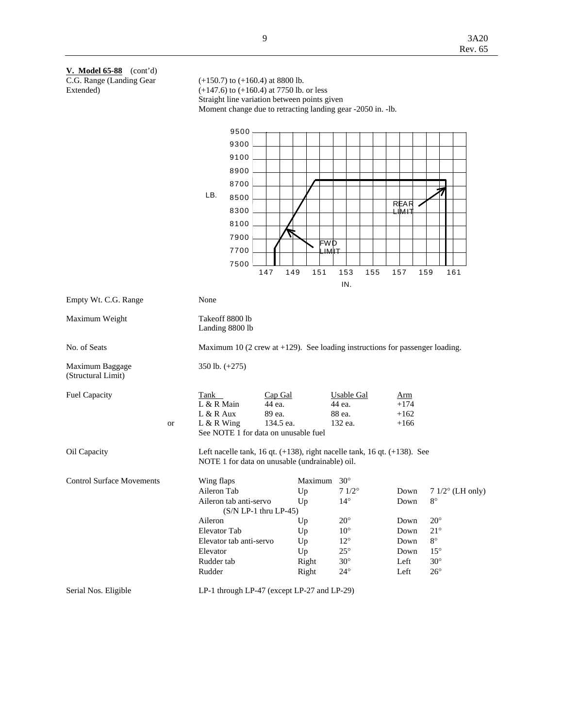**V. Model 65-88** (cont'd)

| | |
|---|---|
| C.G. Range (Landing Gear Extended) | (+150.7) to (+160.4) at 8800 lb.<br>(+147.6) to (+160.4) at 7750 lb. or less<br>Straight line variation between points given<br>Moment change due to retracting landing gear -2050 in. -lb. |

| | |
|---|---|
| Empty Wt. C.G. Range | None |
| Maximum Weight | Takeoff 8800 lb<br>Landing 8800 lb |
| No. of Seats | Maximum 10 (2 crew at +129). See loading instructions for passenger loading. |
| Maximum Baggage (Structural Limit) | 350 lb. (+275) |

Fuel Capacity

| Tank | Cap Gal | Usable Gal | Arm |
|---|---|---|---|
| L & R Main | 44 ea. | 44 ea. | +174 |
| L & R Aux | 89 ea. | 88 ea. | +162 |
| or L & R Wing | 134.5 ea. | 132 ea. | +166 |

See NOTE 1 for data on unusable fuel

Oil Capacity: Left nacelle tank, 16 qt. (+138), right nacelle tank, 16 qt. (+138). See NOTE 1 for data on unusable (undrainable) oil.

Control Surface Movements

| Surface | | | | |
|---|---|---|---|---|
| Wing flaps | Maximum 30° | | | |
| Aileron Tab | Up | 7 1/2° | Down | 7 1/2° (LH only) |
| Aileron tab anti-servo (S/N LP-1 thru LP-45) | Up | 14° | Down | 8° |
| Aileron | Up | 20° | Down | 20° |
| Elevator Tab | Up | 10° | Down | 21° |
| Elevator tab anti-servo | Up | 12° | Down | 8° |
| Elevator | Up | 25° | Down | 15° |
| Rudder tab | Right | 30° | Left | 30° |
| Rudder | Right | 24° | Left | 26° |

Serial Nos. Eligible: LP-1 through LP-47 (except LP-27 and LP-29)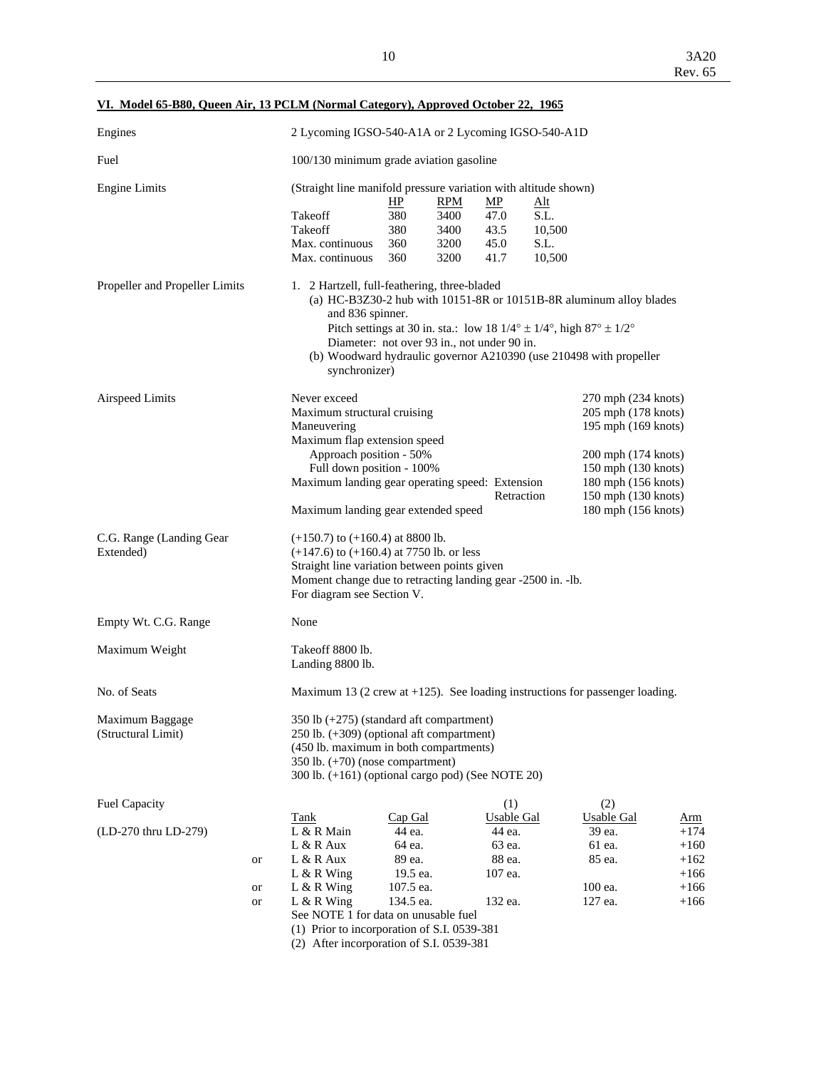## VI. Model 65-B80, Queen Air, 13 PCLM (Normal Category), Approved October 22, 1965

**Engines**

2 Lycoming IGSO-540-A1A or 2 Lycoming IGSO-540-A1D

**Fuel**

100/130 minimum grade aviation gasoline

**Engine Limits**

(Straight line manifold pressure variation with altitude shown)

| | HP | RPM | MP | Alt |
|---|---|---|---|---|
| Takeoff | 380 | 3400 | 47.0 | S.L. |
| Takeoff | 380 | 3400 | 43.5 | 10,500 |
| Max. continuous | 360 | 3200 | 45.0 | S.L. |
| Max. continuous | 360 | 3200 | 41.7 | 10,500 |

**Propeller and Propeller Limits**

1. 2 Hartzell, full-feathering, three-bladed
   - (a) HC-B3Z30-2 hub with 10151-8R or 10151B-8R aluminum alloy blades and 836 spinner.
     Pitch settings at 30 in. sta.: low 18 1/4° ± 1/4°, high 87° ± 1/2°
     Diameter: not over 93 in., not under 90 in.
   - (b) Woodward hydraulic governor A210390 (use 210498 with propeller synchronizer)

**Airspeed Limits**

| | |
|---|---|
| Never exceed | 270 mph (234 knots) |
| Maximum structural cruising | 205 mph (178 knots) |
| Maneuvering | 195 mph (169 knots) |
| Maximum flap extension speed | |
| Approach position - 50% | 200 mph (174 knots) |
| Full down position - 100% | 150 mph (130 knots) |
| Maximum landing gear operating speed: Extension | 180 mph (156 knots) |
| Retraction | 150 mph (130 knots) |
| Maximum landing gear extended speed | 180 mph (156 knots) |

**C.G. Range (Landing Gear Extended)**

(+150.7) to (+160.4) at 8800 lb.
(+147.6) to (+160.4) at 7750 lb. or less
Straight line variation between points given
Moment change due to retracting landing gear -2500 in. -lb.
For diagram see Section V.

**Empty Wt. C.G. Range**

None

**Maximum Weight**

Takeoff 8800 lb.
Landing 8800 lb.

**No. of Seats**

Maximum 13 (2 crew at +125). See loading instructions for passenger loading.

**Maximum Baggage (Structural Limit)**

350 lb (+275) (standard aft compartment)
250 lb. (+309) (optional aft compartment)
(450 lb. maximum in both compartments)
350 lb. (+70) (nose compartment)
300 lb. (+161) (optional cargo pod) (See NOTE 20)

**Fuel Capacity**

(LD-270 thru LD-279)

| | Tank | Cap Gal | (1) Usable Gal | (2) Usable Gal | Arm |
|---|---|---|---|---|---|
| | L & R Main | 44 ea. | 44 ea. | 39 ea. | +174 |
| | L & R Aux | 64 ea. | 63 ea. | 61 ea. | +160 |
| or | L & R Aux | 89 ea. | 88 ea. | 85 ea. | +162 |
| | L & R Wing | 19.5 ea. | 107 ea. | | +166 |
| or | L & R Wing | 107.5 ea. | | 100 ea. | +166 |
| or | L & R Wing | 134.5 ea. | 132 ea. | 127 ea. | +166 |

See NOTE 1 for data on unusable fuel
(1) Prior to incorporation of S.I. 0539-381
(2) After incorporation of S.I. 0539-381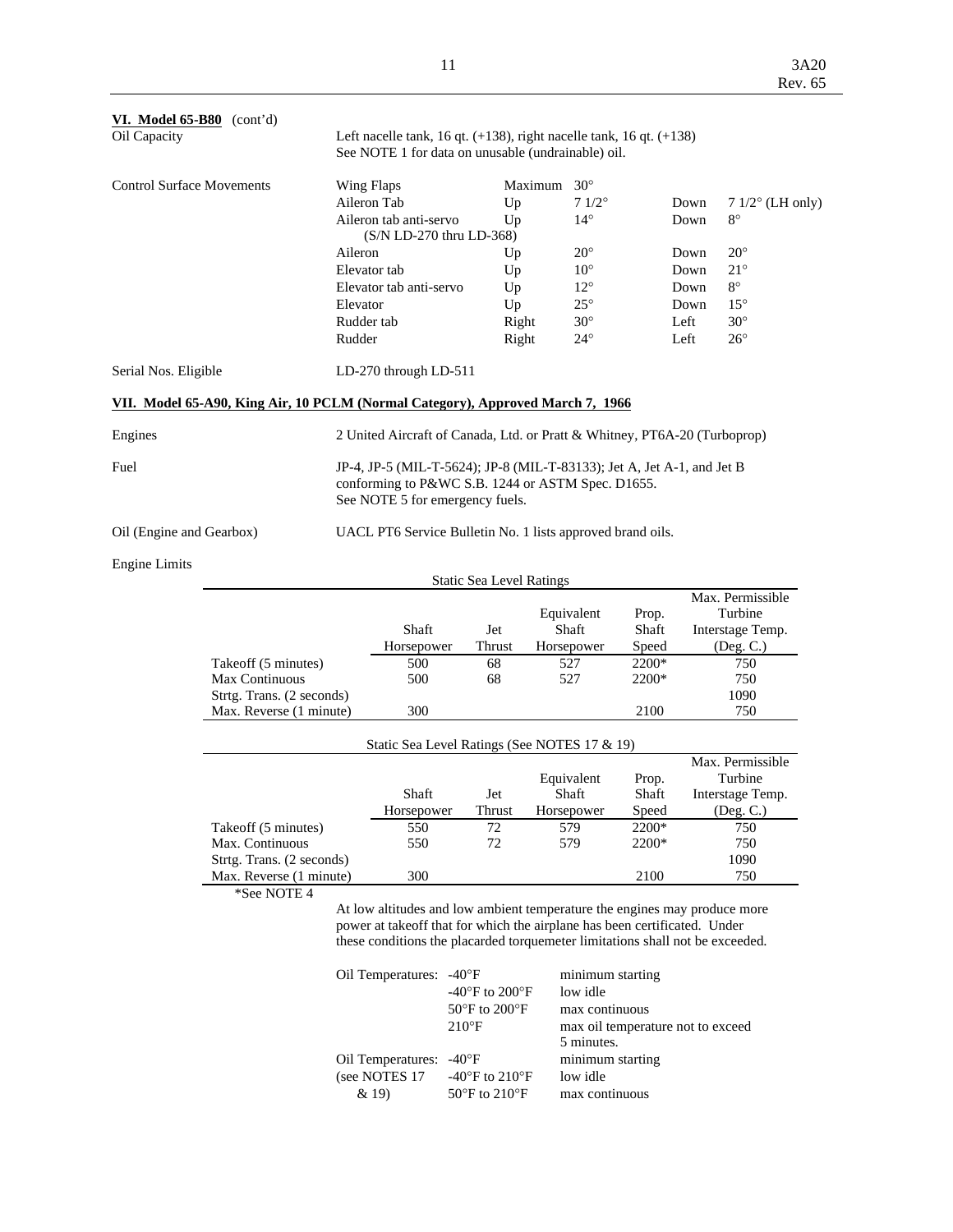**VI. Model 65-B80** (cont'd)

| | |
|---|---|
| Oil Capacity | Left nacelle tank, 16 qt. (+138), right nacelle tank, 16 qt. (+138)<br>See NOTE 1 for data on unusable (undrainable) oil. |

**Control Surface Movements**

| | | | | |
|---|---|---|---|---|
| Wing Flaps | Maximum | 30° | | |
| Aileron Tab | Up | 7 1/2° | Down | 7 1/2° (LH only) |
| Aileron tab anti-servo (S/N LD-270 thru LD-368) | Up | 14° | Down | 8° |
| Aileron | Up | 20° | Down | 20° |
| Elevator tab | Up | 10° | Down | 21° |
| Elevator tab anti-servo | Up | 12° | Down | 8° |
| Elevator | Up | 25° | Down | 15° |
| Rudder tab | Right | 30° | Left | 30° |
| Rudder | Right | 24° | Left | 26° |

Serial Nos. Eligible: LD-270 through LD-511

**VII. Model 65-A90, King Air, 10 PCLM (Normal Category), Approved March 7, 1966**

| | |
|---|---|
| Engines | 2 United Aircraft of Canada, Ltd. or Pratt & Whitney, PT6A-20 (Turboprop) |
| Fuel | JP-4, JP-5 (MIL-T-5624); JP-8 (MIL-T-83133); Jet A, Jet A-1, and Jet B conforming to P&WC S.B. 1244 or ASTM Spec. D1655.<br>See NOTE 5 for emergency fuels. |
| Oil (Engine and Gearbox) | UACL PT6 Service Bulletin No. 1 lists approved brand oils. |

Engine Limits

Static Sea Level Ratings

| | Shaft Horsepower | Jet Thrust | Equivalent Shaft Horsepower | Prop. Shaft Speed | Max. Permissible Turbine Interstage Temp. (Deg. C.) |
|---|---|---|---|---|---|
| Takeoff (5 minutes) | 500 | 68 | 527 | 2200* | 750 |
| Max Continuous | 500 | 68 | 527 | 2200* | 750 |
| Strtg. Trans. (2 seconds) | | | | | 1090 |
| Max. Reverse (1 minute) | 300 | | | 2100 | 750 |

Static Sea Level Ratings (See NOTES 17 & 19)

| | Shaft Horsepower | Jet Thrust | Equivalent Shaft Horsepower | Prop. Shaft Speed | Max. Permissible Turbine Interstage Temp. (Deg. C.) |
|---|---|---|---|---|---|
| Takeoff (5 minutes) | 550 | 72 | 579 | 2200* | 750 |
| Max. Continuous | 550 | 72 | 579 | 2200* | 750 |
| Strtg. Trans. (2 seconds) | | | | | 1090 |
| Max. Reverse (1 minute) | 300 | | | 2100 | 750 |

*See NOTE 4

At low altitudes and low ambient temperature the engines may produce more power at takeoff that for which the airplane has been certificated. Under these conditions the placarded torquemeter limitations shall not be exceeded.

| | | |
|---|---|---|
| Oil Temperatures: | -40°F | minimum starting |
| | -40°F to 200°F | low idle |
| | 50°F to 200°F | max continuous |
| | 210°F | max oil temperature not to exceed 5 minutes. |
| Oil Temperatures: (see NOTES 17 & 19) | -40°F | minimum starting |
| | -40°F to 210°F | low idle |
| | 50°F to 210°F | max continuous |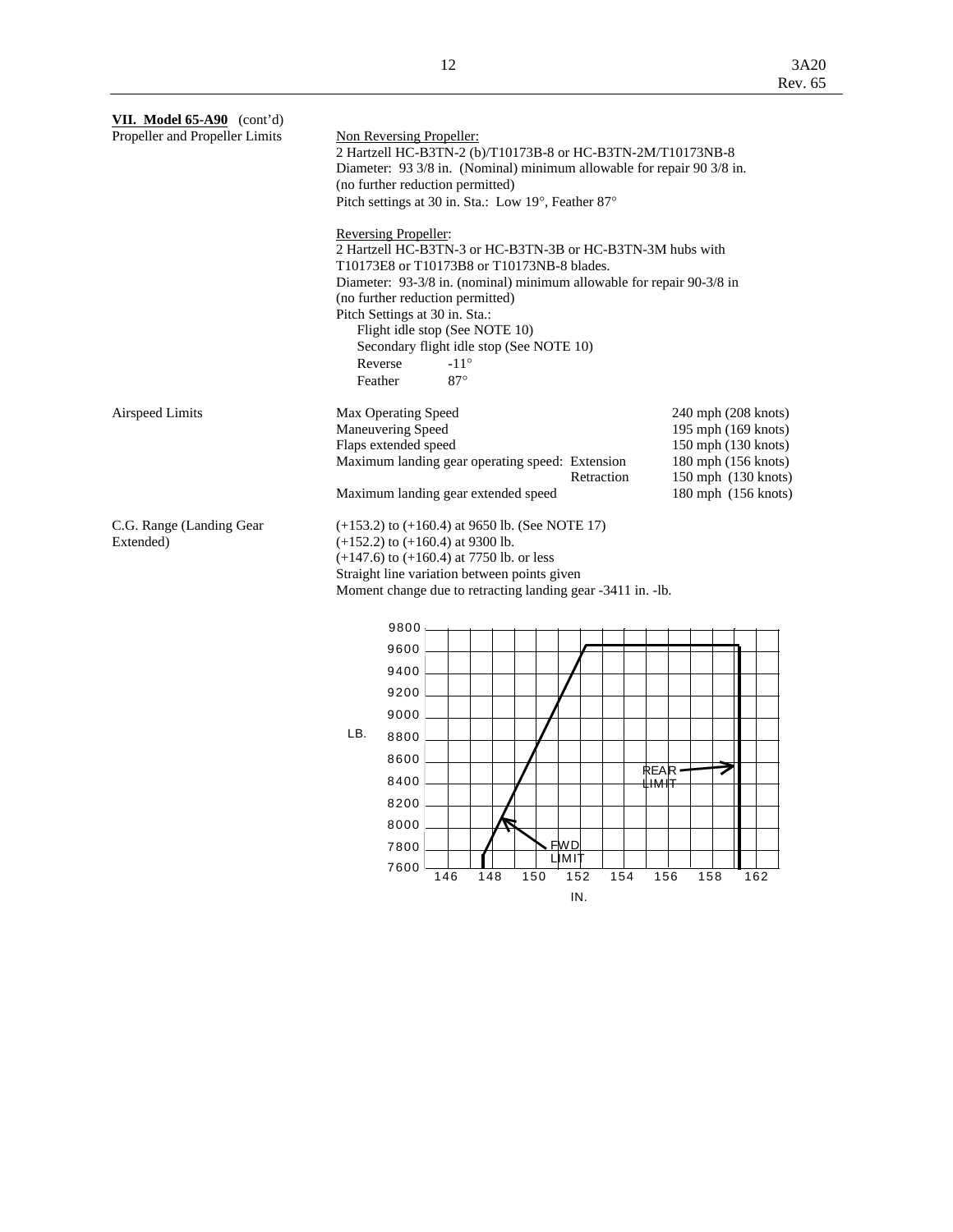**VII. Model 65-A90** (cont'd)

**Propeller and Propeller Limits**

Non Reversing Propeller:
2 Hartzell HC-B3TN-2 (b)/T10173B-8 or HC-B3TN-2M/T10173NB-8
Diameter: 93 3/8 in. (Nominal) minimum allowable for repair 90 3/8 in.
(no further reduction permitted)
Pitch settings at 30 in. Sta.: Low 19°, Feather 87°

Reversing Propeller:
2 Hartzell HC-B3TN-3 or HC-B3TN-3B or HC-B3TN-3M hubs with
T10173E8 or T10173B8 or T10173NB-8 blades.
Diameter: 93-3/8 in. (nominal) minimum allowable for repair 90-3/8 in
(no further reduction permitted)
Pitch Settings at 30 in. Sta.:
Flight idle stop (See NOTE 10)
Secondary flight idle stop (See NOTE 10)
Reverse -11°
Feather 87°

**Airspeed Limits**

| | |
|---|---|
| Max Operating Speed | 240 mph (208 knots) |
| Maneuvering Speed | 195 mph (169 knots) |
| Flaps extended speed | 150 mph (130 knots) |
| Maximum landing gear operating speed: Extension | 180 mph (156 knots) |
| Retraction | 150 mph (130 knots) |
| Maximum landing gear extended speed | 180 mph (156 knots) |

**C.G. Range (Landing Gear Extended)**

(+153.2) to (+160.4) at 9650 lb. (See NOTE 17)
(+152.2) to (+160.4) at 9300 lb.
(+147.6) to (+160.4) at 7750 lb. or less
Straight line variation between points given
Moment change due to retracting landing gear -3411 in. -lb.

LB. (7600–9800) vs. IN. (146–162) — FWD LIMIT, REAR LIMIT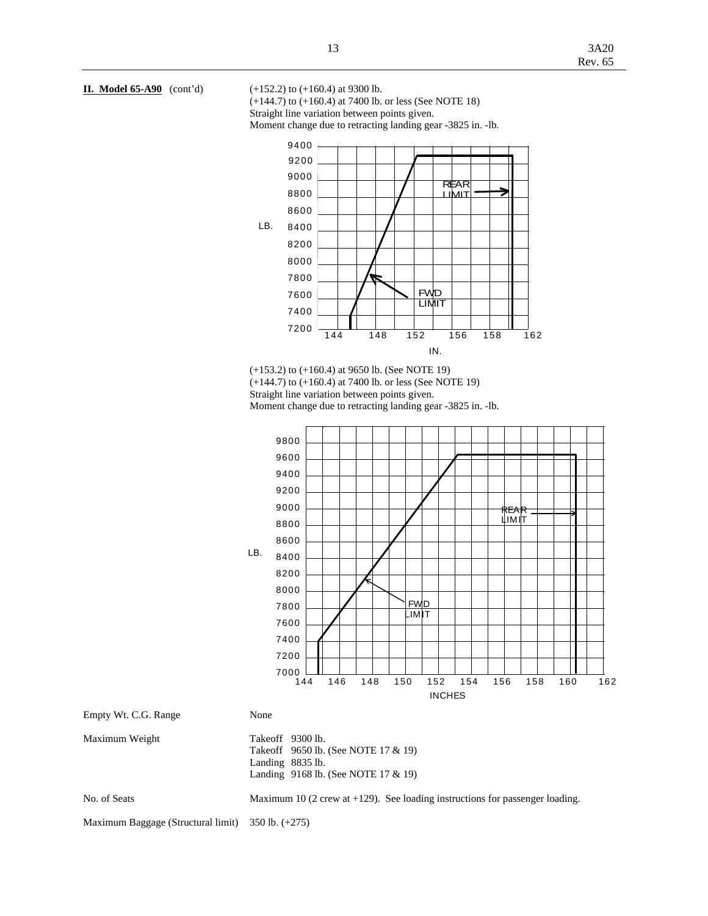**II. Model 65-A90** (cont'd)

(+152.2) to (+160.4) at 9300 lb.
(+144.7) to (+160.4) at 7400 lb. or less (See NOTE 18)
Straight line variation between points given.
Moment change due to retracting landing gear -3825 in. -lb.

(+153.2) to (+160.4) at 9650 lb. (See NOTE 19)
(+144.7) to (+160.4) at 7400 lb. or less (See NOTE 19)
Straight line variation between points given.
Moment change due to retracting landing gear -3825 in. -lb.

| | |
|---|---|
| Empty Wt. C.G. Range | None |
| Maximum Weight | Takeoff 9300 lb.<br>Takeoff 9650 lb. (See NOTE 17 & 19)<br>Landing 8835 lb.<br>Landing 9168 lb. (See NOTE 17 & 19) |
| No. of Seats | Maximum 10 (2 crew at +129). See loading instructions for passenger loading. |
| Maximum Baggage (Structural limit) | 350 lb. (+275) |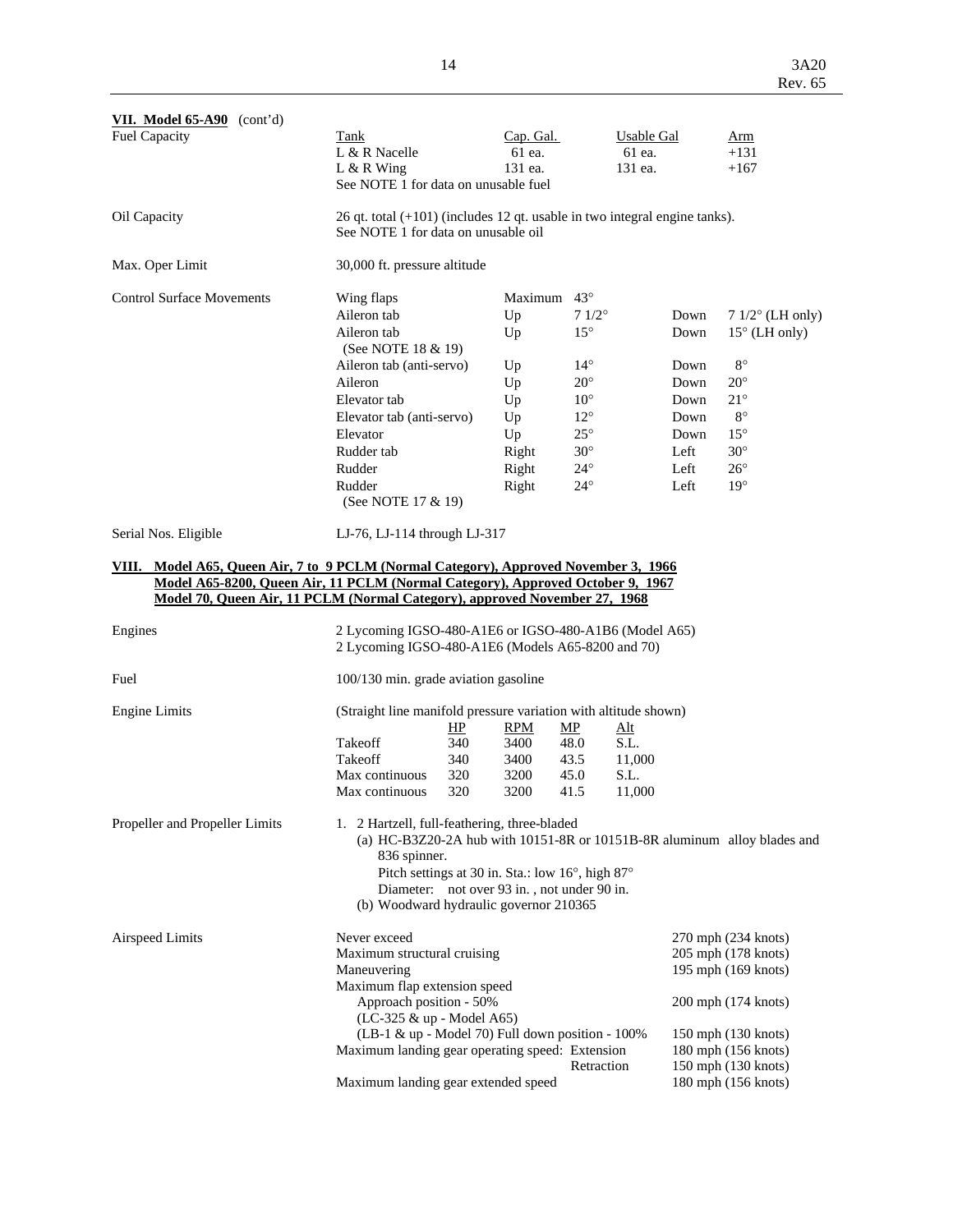**VII. Model 65-A90** (cont'd)

**Fuel Capacity**

| Tank | Cap. Gal. | Usable Gal | Arm |
|---|---|---|---|
| L & R Nacelle | 61 ea. | 61 ea. | +131 |
| L & R Wing | 131 ea. | 131 ea. | +167 |

See NOTE 1 for data on unusable fuel

**Oil Capacity**

26 qt. total (+101) (includes 12 qt. usable in two integral engine tanks).
See NOTE 1 for data on unusable oil

**Max. Oper Limit**

30,000 ft. pressure altitude

**Control Surface Movements**

| Surface | | | | |
|---|---|---|---|---|
| Wing flaps | Maximum | 43° | | |
| Aileron tab | Up | 7 1/2° | Down | 7 1/2° (LH only) |
| Aileron tab (See NOTE 18 & 19) | Up | 15° | Down | 15° (LH only) |
| Aileron tab (anti-servo) | Up | 14° | Down | 8° |
| Aileron | Up | 20° | Down | 20° |
| Elevator tab | Up | 10° | Down | 21° |
| Elevator tab (anti-servo) | Up | 12° | Down | 8° |
| Elevator | Up | 25° | Down | 15° |
| Rudder tab | Right | 30° | Left | 30° |
| Rudder | Right | 24° | Left | 26° |
| Rudder (See NOTE 17 & 19) | Right | 24° | Left | 19° |

**Serial Nos. Eligible**

LJ-76, LJ-114 through LJ-317

## VIII. Model A65, Queen Air, 7 to 9 PCLM (Normal Category), Approved November 3, 1966
## Model A65-8200, Queen Air, 11 PCLM (Normal Category), Approved October 9, 1967
## Model 70, Queen Air, 11 PCLM (Normal Category), approved November 27, 1968

**Engines**

2 Lycoming IGSO-480-A1E6 or IGSO-480-A1B6 (Model A65)
2 Lycoming IGSO-480-A1E6 (Models A65-8200 and 70)

**Fuel**

100/130 min. grade aviation gasoline

**Engine Limits**

(Straight line manifold pressure variation with altitude shown)

| | HP | RPM | MP | Alt |
|---|---|---|---|---|
| Takeoff | 340 | 3400 | 48.0 | S.L. |
| Takeoff | 340 | 3400 | 43.5 | 11,000 |
| Max continuous | 320 | 3200 | 45.0 | S.L. |
| Max continuous | 320 | 3200 | 41.5 | 11,000 |

**Propeller and Propeller Limits**

1. 2 Hartzell, full-feathering, three-bladed
   - (a) HC-B3Z20-2A hub with 10151-8R or 10151B-8R aluminum alloy blades and 836 spinner.
     Pitch settings at 30 in. Sta.: low 16°, high 87°
     Diameter: not over 93 in. , not under 90 in.
   - (b) Woodward hydraulic governor 210365

**Airspeed Limits**

| | |
|---|---|
| Never exceed | 270 mph (234 knots) |
| Maximum structural cruising | 205 mph (178 knots) |
| Maneuvering | 195 mph (169 knots) |
| Maximum flap extension speed | |
| Approach position - 50% (LC-325 & up - Model A65) | 200 mph (174 knots) |
| (LB-1 & up - Model 70) Full down position - 100% | 150 mph (130 knots) |
| Maximum landing gear operating speed: Extension | 180 mph (156 knots) |
| Retraction | 150 mph (130 knots) |
| Maximum landing gear extended speed | 180 mph (156 knots) |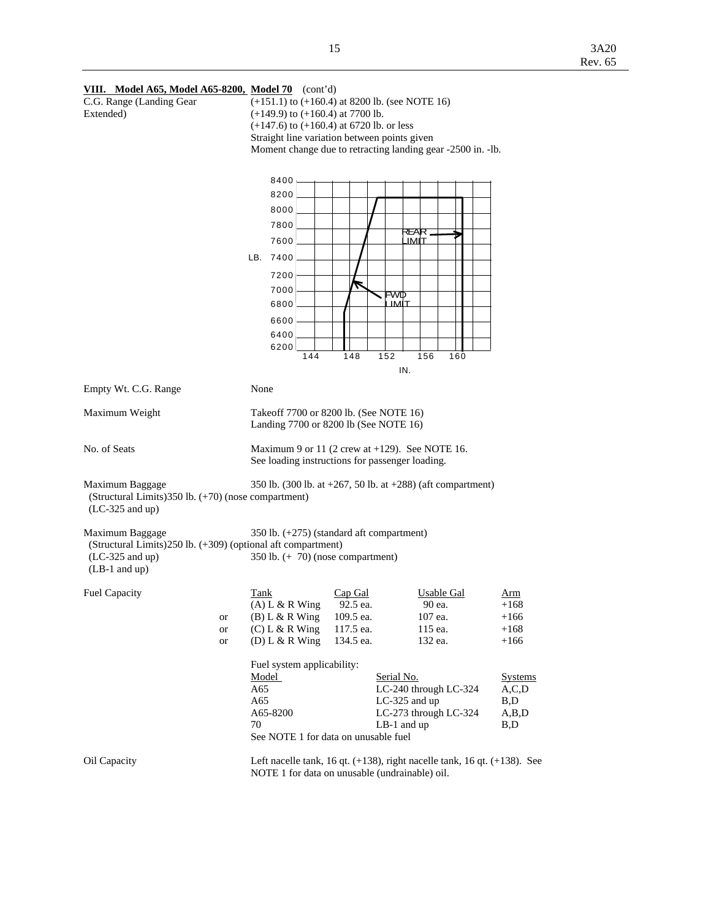**VIII. Model A65, Model A65-8200, Model 70** (cont'd)

C.G. Range (Landing Gear Extended)

(+151.1) to (+160.4) at 8200 lb. (see NOTE 16)
(+149.9) to (+160.4) at 7700 lb.
(+147.6) to (+160.4) at 6720 lb. or less
Straight line variation between points given
Moment change due to retracting landing gear -2500 in. -lb.

Empty Wt. C.G. Range: None

Maximum Weight: Takeoff 7700 or 8200 lb. (See NOTE 16)
Landing 7700 or 8200 lb (See NOTE 16)

No. of Seats: Maximum 9 or 11 (2 crew at +129). See NOTE 16.
See loading instructions for passenger loading.

Maximum Baggage (Structural Limits) (LC-325 and up): 350 lb. (300 lb. at +267, 50 lb. at +288) (aft compartment)
350 lb. (+70) (nose compartment)

Maximum Baggage (Structural Limits) (LC-325 and up) (LB-1 and up): 350 lb. (+275) (standard aft compartment)
250 lb. (+309) (optional aft compartment)
350 lb. (+ 70) (nose compartment)

Fuel Capacity

| | Tank | Cap Gal | Usable Gal | Arm |
|---|---|---|---|---|
| | (A) L & R Wing | 92.5 ea. | 90 ea. | +168 |
| or | (B) L & R Wing | 109.5 ea. | 107 ea. | +166 |
| or | (C) L & R Wing | 117.5 ea. | 115 ea. | +168 |
| or | (D) L & R Wing | 134.5 ea. | 132 ea. | +166 |

Fuel system applicability:

| Model | Serial No. | Systems |
|---|---|---|
| A65 | LC-240 through LC-324 | A,C,D |
| A65 | LC-325 and up | B,D |
| A65-8200 | LC-273 through LC-324 | A,B,D |
| 70 | LB-1 and up | B,D |

See NOTE 1 for data on unusable fuel

Oil Capacity: Left nacelle tank, 16 qt. (+138), right nacelle tank, 16 qt. (+138). See NOTE 1 for data on unusable (undrainable) oil.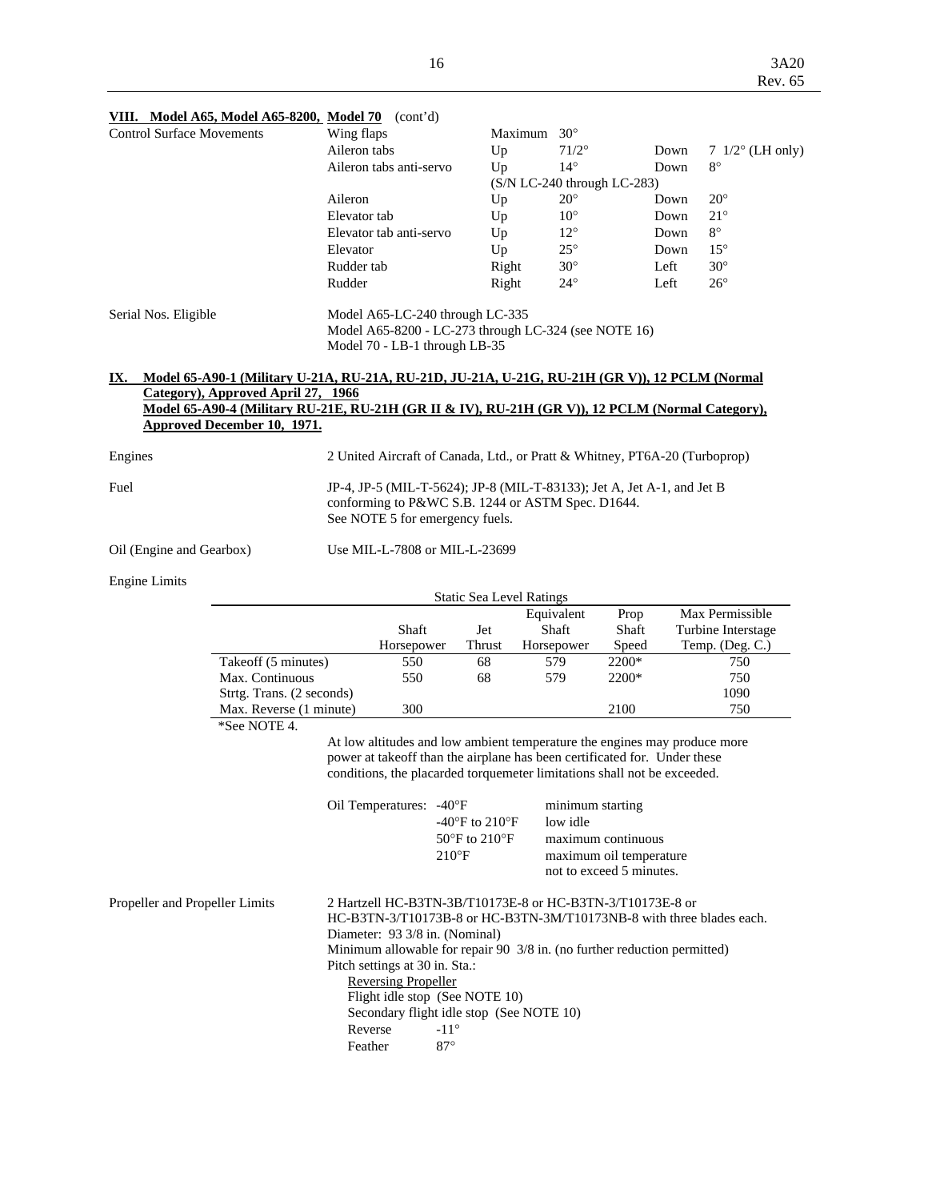**VIII. Model A65, Model A65-8200, Model 70** (cont'd)

| Control Surface Movements | | | | | |
|---|---|---|---|---|---|
| | Wing flaps | Maximum | 30° | | |
| | Aileron tabs | Up | 71/2° | Down | 7 1/2° (LH only) |
| | Aileron tabs anti-servo | Up | 14° | Down | 8° |
| | | (S/N LC-240 through LC-283) | | | |
| | Aileron | Up | 20° | Down | 20° |
| | Elevator tab | Up | 10° | Down | 21° |
| | Elevator tab anti-servo | Up | 12° | Down | 8° |
| | Elevator | Up | 25° | Down | 15° |
| | Rudder tab | Right | 30° | Left | 30° |
| | Rudder | Right | 24° | Left | 26° |

Serial Nos. Eligible
Model A65-LC-240 through LC-335
Model A65-8200 - LC-273 through LC-324 (see NOTE 16)
Model 70 - LB-1 through LB-35

## IX. Model 65-A90-1 (Military U-21A, RU-21A, RU-21D, JU-21A, U-21G, RU-21H (GR V)), 12 PCLM (Normal Category), Approved April 27, 1966 Model 65-A90-4 (Military RU-21E, RU-21H (GR II & IV), RU-21H (GR V)), 12 PCLM (Normal Category), Approved December 10, 1971.

Engines
2 United Aircraft of Canada, Ltd., or Pratt & Whitney, PT6A-20 (Turboprop)

Fuel
JP-4, JP-5 (MIL-T-5624); JP-8 (MIL-T-83133); Jet A, Jet A-1, and Jet B conforming to P&WC S.B. 1244 or ASTM Spec. D1644.
See NOTE 5 for emergency fuels.

Oil (Engine and Gearbox)
Use MIL-L-7808 or MIL-L-23699

Engine Limits

Static Sea Level Ratings

| | Shaft Horsepower | Jet Thrust | Equivalent Shaft Horsepower | Prop Shaft Speed | Max Permissible Turbine Interstage Temp. (Deg. C.) |
|---|---|---|---|---|---|
| Takeoff (5 minutes) | 550 | 68 | 579 | 2200* | 750 |
| Max. Continuous | 550 | 68 | 579 | 2200* | 750 |
| Strtg. Trans. (2 seconds) | | | | | 1090 |
| Max. Reverse (1 minute) | 300 | | | 2100 | 750 |

*See NOTE 4.

At low altitudes and low ambient temperature the engines may produce more power at takeoff than the airplane has been certificated for. Under these conditions, the placarded torquemeter limitations shall not be exceeded.

| Oil Temperatures: | | |
|---|---|---|
| | -40°F | minimum starting |
| | -40°F to 210°F | low idle |
| | 50°F to 210°F | maximum continuous |
| | 210°F | maximum oil temperature not to exceed 5 minutes. |

Propeller and Propeller Limits
2 Hartzell HC-B3TN-3B/T10173E-8 or HC-B3TN-3/T10173E-8 or HC-B3TN-3/T10173B-8 or HC-B3TN-3M/T10173NB-8 with three blades each.
Diameter: 93 3/8 in. (Nominal)
Minimum allowable for repair 90 3/8 in. (no further reduction permitted)
Pitch settings at 30 in. Sta.:

Reversing Propeller
Flight idle stop (See NOTE 10)
Secondary flight idle stop (See NOTE 10)
Reverse -11°
Feather 87°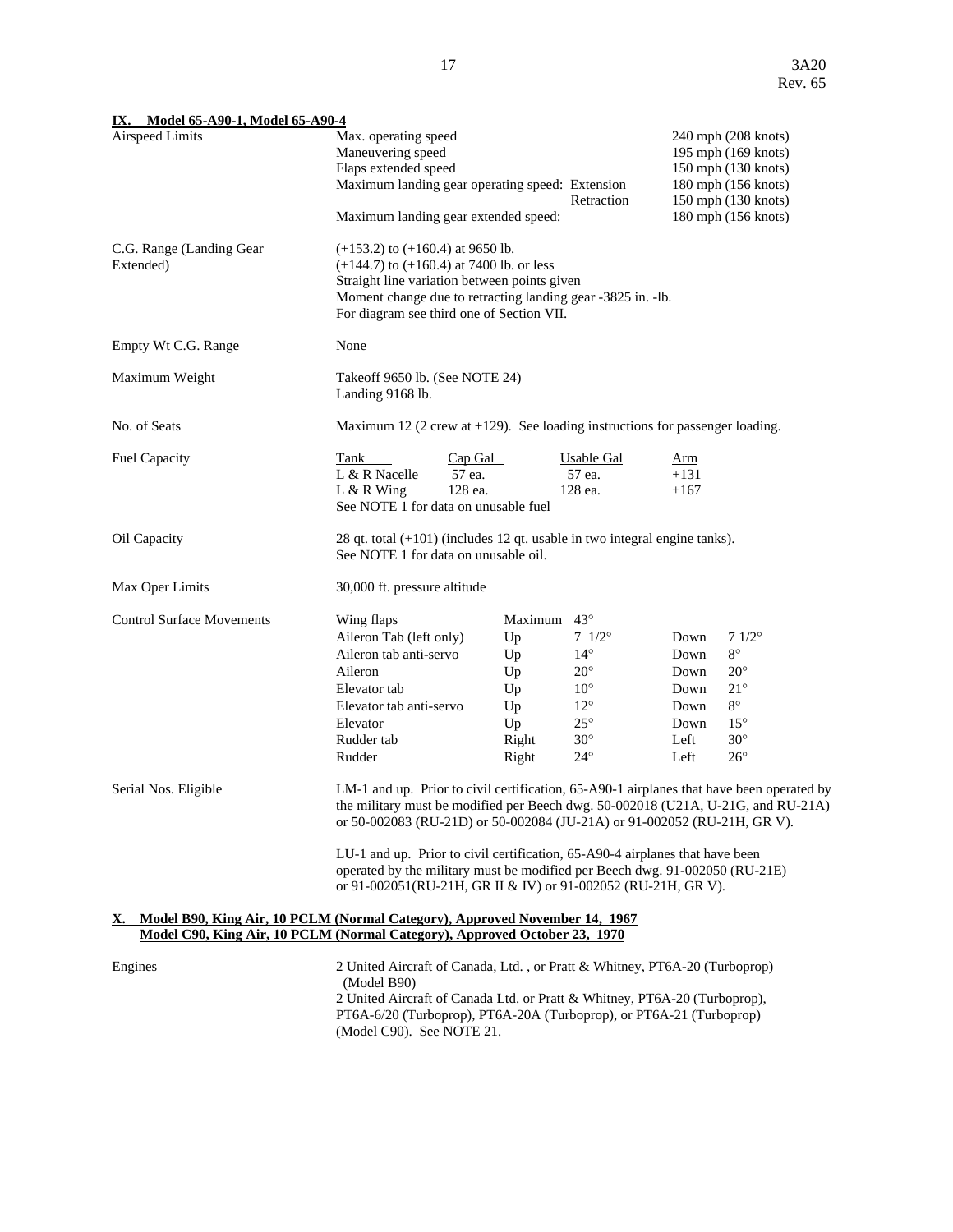## IX. Model 65-A90-1, Model 65-A90-4

**Airspeed Limits**

| | |
|---|---|
| Max. operating speed | 240 mph (208 knots) |
| Maneuvering speed | 195 mph (169 knots) |
| Flaps extended speed | 150 mph (130 knots) |
| Maximum landing gear operating speed: Extension | 180 mph (156 knots) |
| Retraction | 150 mph (130 knots) |
| Maximum landing gear extended speed: | 180 mph (156 knots) |

**C.G. Range (Landing Gear Extended)**

(+153.2) to (+160.4) at 9650 lb.
(+144.7) to (+160.4) at 7400 lb. or less
Straight line variation between points given
Moment change due to retracting landing gear -3825 in. -lb.
For diagram see third one of Section VII.

**Empty Wt C.G. Range**

None

**Maximum Weight**

Takeoff 9650 lb. (See NOTE 24)
Landing 9168 lb.

**No. of Seats**

Maximum 12 (2 crew at +129). See loading instructions for passenger loading.

**Fuel Capacity**

| Tank | Cap Gal | Usable Gal | Arm |
|---|---|---|---|
| L & R Nacelle | 57 ea. | 57 ea. | +131 |
| L & R Wing | 128 ea. | 128 ea. | +167 |

See NOTE 1 for data on unusable fuel

**Oil Capacity**

28 qt. total (+101) (includes 12 qt. usable in two integral engine tanks).
See NOTE 1 for data on unusable oil.

**Max Oper Limits**

30,000 ft. pressure altitude

**Control Surface Movements**

| | | | | |
|---|---|---|---|---|
| Wing flaps | Maximum | 43° | | |
| Aileron Tab (left only) | Up | 7 1/2° | Down | 7 1/2° |
| Aileron tab anti-servo | Up | 14° | Down | 8° |
| Aileron | Up | 20° | Down | 20° |
| Elevator tab | Up | 10° | Down | 21° |
| Elevator tab anti-servo | Up | 12° | Down | 8° |
| Elevator | Up | 25° | Down | 15° |
| Rudder tab | Right | 30° | Left | 30° |
| Rudder | Right | 24° | Left | 26° |

**Serial Nos. Eligible**

LM-1 and up. Prior to civil certification, 65-A90-1 airplanes that have been operated by the military must be modified per Beech dwg. 50-002018 (U21A, U-21G, and RU-21A) or 50-002083 (RU-21D) or 50-002084 (JU-21A) or 91-002052 (RU-21H, GR V).

LU-1 and up. Prior to civil certification, 65-A90-4 airplanes that have been operated by the military must be modified per Beech dwg. 91-002050 (RU-21E) or 91-002051(RU-21H, GR II & IV) or 91-002052 (RU-21H, GR V).

## X. Model B90, King Air, 10 PCLM (Normal Category), Approved November 14, 1967
## Model C90, King Air, 10 PCLM (Normal Category), Approved October 23, 1970

**Engines**

2 United Aircraft of Canada, Ltd. , or Pratt & Whitney, PT6A-20 (Turboprop) (Model B90)
2 United Aircraft of Canada Ltd. or Pratt & Whitney, PT6A-20 (Turboprop), PT6A-6/20 (Turboprop), PT6A-20A (Turboprop), or PT6A-21 (Turboprop) (Model C90). See NOTE 21.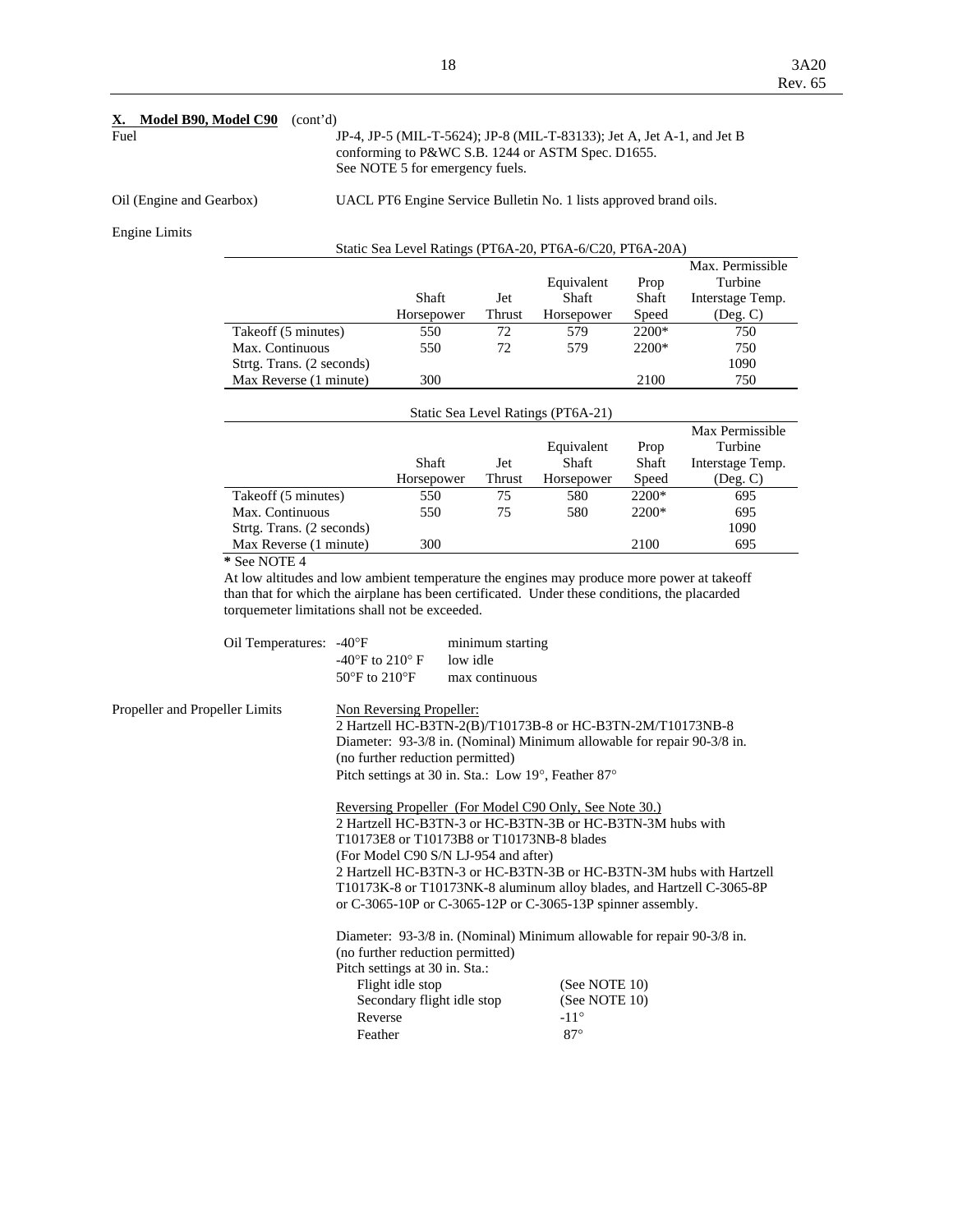**X. Model B90, Model C90** (cont'd)

Fuel

JP-4, JP-5 (MIL-T-5624); JP-8 (MIL-T-83133); Jet A, Jet A-1, and Jet B conforming to P&WC S.B. 1244 or ASTM Spec. D1655.
See NOTE 5 for emergency fuels.

Oil (Engine and Gearbox)

UACL PT6 Engine Service Bulletin No. 1 lists approved brand oils.

Engine Limits

Static Sea Level Ratings (PT6A-20, PT6A-6/C20, PT6A-20A)

| | Shaft Horsepower | Jet Thrust | Equivalent Shaft Horsepower | Prop Shaft Speed | Max. Permissible Turbine Interstage Temp. (Deg. C) |
|---|---|---|---|---|---|
| Takeoff (5 minutes) | 550 | 72 | 579 | 2200* | 750 |
| Max. Continuous | 550 | 72 | 579 | 2200* | 750 |
| Strtg. Trans. (2 seconds) | | | | | 1090 |
| Max Reverse (1 minute) | 300 | | | 2100 | 750 |

Static Sea Level Ratings (PT6A-21)

| | Shaft Horsepower | Jet Thrust | Equivalent Shaft Horsepower | Prop Shaft Speed | Max Permissible Turbine Interstage Temp. (Deg. C) |
|---|---|---|---|---|---|
| Takeoff (5 minutes) | 550 | 75 | 580 | 2200* | 695 |
| Max. Continuous | 550 | 75 | 580 | 2200* | 695 |
| Strtg. Trans. (2 seconds) | | | | | 1090 |
| Max Reverse (1 minute) | 300 | | | 2100 | 695 |

**\*** See NOTE 4

At low altitudes and low ambient temperature the engines may produce more power at takeoff than that for which the airplane has been certificated. Under these conditions, the placarded torquemeter limitations shall not be exceeded.

| Oil Temperatures: | | |
|---|---|---|
| | -40°F | minimum starting |
| | -40°F to 210° F | low idle |
| | 50°F to 210°F | max continuous |

Propeller and Propeller Limits

Non Reversing Propeller:
2 Hartzell HC-B3TN-2(B)/T10173B-8 or HC-B3TN-2M/T10173NB-8
Diameter: 93-3/8 in. (Nominal) Minimum allowable for repair 90-3/8 in. (no further reduction permitted)
Pitch settings at 30 in. Sta.: Low 19°, Feather 87°

Reversing Propeller (For Model C90 Only, See Note 30.)
2 Hartzell HC-B3TN-3 or HC-B3TN-3B or HC-B3TN-3M hubs with T10173E8 or T10173B8 or T10173NB-8 blades
(For Model C90 S/N LJ-954 and after)
2 Hartzell HC-B3TN-3 or HC-B3TN-3B or HC-B3TN-3M hubs with Hartzell T10173K-8 or T10173NK-8 aluminum alloy blades, and Hartzell C-3065-8P or C-3065-10P or C-3065-12P or C-3065-13P spinner assembly.

Diameter: 93-3/8 in. (Nominal) Minimum allowable for repair 90-3/8 in. (no further reduction permitted)
Pitch settings at 30 in. Sta.:

| | |
|---|---|
| Flight idle stop | (See NOTE 10) |
| Secondary flight idle stop | (See NOTE 10) |
| Reverse | -11° |
| Feather | 87° |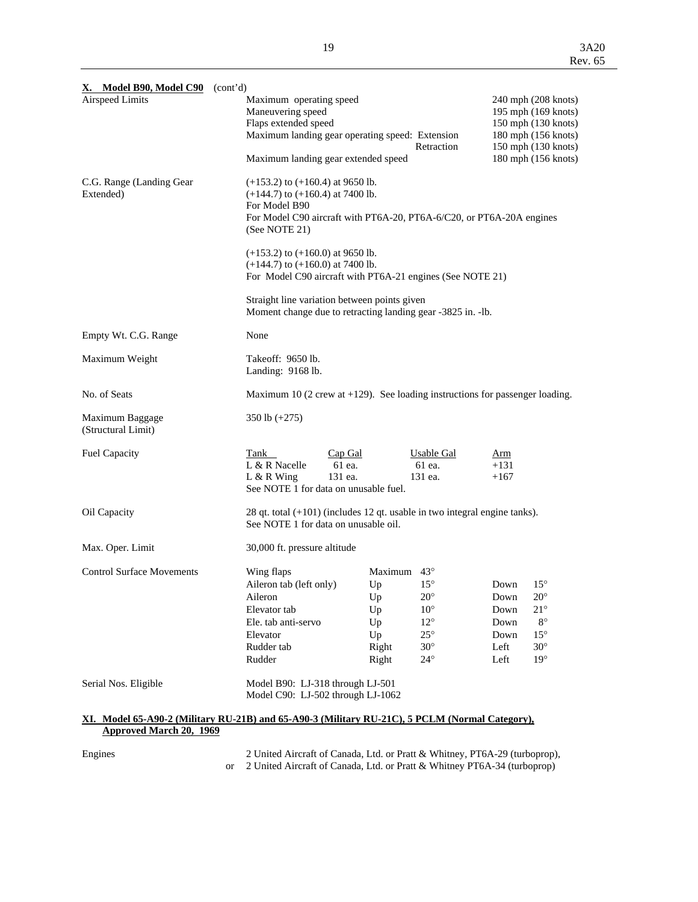**X. Model B90, Model C90** (cont'd)

| | | |
|---|---|---|
| Airspeed Limits | Maximum operating speed | 240 mph (208 knots) |
| | Maneuvering speed | 195 mph (169 knots) |
| | Flaps extended speed | 150 mph (130 knots) |
| | Maximum landing gear operating speed: Extension | 180 mph (156 knots) |
| | Retraction | 150 mph (130 knots) |
| | Maximum landing gear extended speed | 180 mph (156 knots) |

C.G. Range (Landing Gear Extended)

(+153.2) to (+160.4) at 9650 lb.
(+144.7) to (+160.4) at 7400 lb.
For Model B90
For Model C90 aircraft with PT6A-20, PT6A-6/C20, or PT6A-20A engines (See NOTE 21)

(+153.2) to (+160.0) at 9650 lb.
(+144.7) to (+160.0) at 7400 lb.
For Model C90 aircraft with PT6A-21 engines (See NOTE 21)

Straight line variation between points given
Moment change due to retracting landing gear -3825 in. -lb.

Empty Wt. C.G. Range

None

Maximum Weight

Takeoff: 9650 lb.
Landing: 9168 lb.

No. of Seats

Maximum 10 (2 crew at +129). See loading instructions for passenger loading.

Maximum Baggage (Structural Limit)

350 lb (+275)

Fuel Capacity

| Tank | Cap Gal | Usable Gal | Arm |
|---|---|---|---|
| L & R Nacelle | 61 ea. | 61 ea. | +131 |
| L & R Wing | 131 ea. | 131 ea. | +167 |

See NOTE 1 for data on unusable fuel.

Oil Capacity

28 qt. total (+101) (includes 12 qt. usable in two integral engine tanks).
See NOTE 1 for data on unusable oil.

Max. Oper. Limit

30,000 ft. pressure altitude

Control Surface Movements

| | | | | |
|---|---|---|---|---|
| Wing flaps | Maximum | 43° | | |
| Aileron tab (left only) | Up | 15° | Down | 15° |
| Aileron | Up | 20° | Down | 20° |
| Elevator tab | Up | 10° | Down | 21° |
| Ele. tab anti-servo | Up | 12° | Down | 8° |
| Elevator | Up | 25° | Down | 15° |
| Rudder tab | Right | 30° | Left | 30° |
| Rudder | Right | 24° | Left | 19° |

Serial Nos. Eligible

Model B90: LJ-318 through LJ-501
Model C90: LJ-502 through LJ-1062

## XI. Model 65-A90-2 (Military RU-21B) and 65-A90-3 (Military RU-21C), 5 PCLM (Normal Category), Approved March 20, 1969

Engines

2 United Aircraft of Canada, Ltd. or Pratt & Whitney, PT6A-29 (turboprop),
or 2 United Aircraft of Canada, Ltd. or Pratt & Whitney PT6A-34 (turboprop)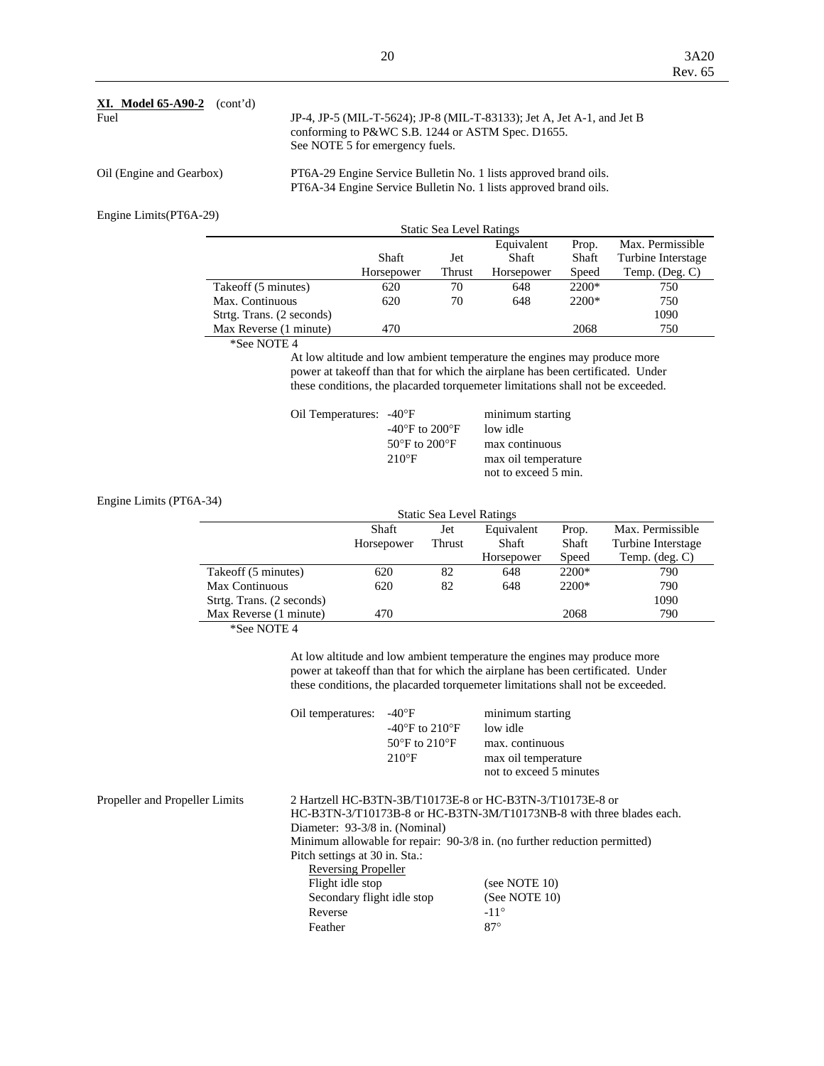**XI. Model 65-A90-2** (cont'd)

Fuel

JP-4, JP-5 (MIL-T-5624); JP-8 (MIL-T-83133); Jet A, Jet A-1, and Jet B conforming to P&WC S.B. 1244 or ASTM Spec. D1655.
See NOTE 5 for emergency fuels.

Oil (Engine and Gearbox)

PT6A-29 Engine Service Bulletin No. 1 lists approved brand oils.
PT6A-34 Engine Service Bulletin No. 1 lists approved brand oils.

Engine Limits(PT6A-29)

Static Sea Level Ratings

| | Shaft Horsepower | Jet Thrust | Equivalent Shaft Horsepower | Prop. Shaft Speed | Max. Permissible Turbine Interstage Temp. (Deg. C) |
|---|---|---|---|---|---|
| Takeoff (5 minutes) | 620 | 70 | 648 | 2200* | 750 |
| Max. Continuous | 620 | 70 | 648 | 2200* | 750 |
| Strtg. Trans. (2 seconds) | | | | | 1090 |
| Max Reverse (1 minute) | 470 | | | 2068 | 750 |

*See NOTE 4

At low altitude and low ambient temperature the engines may produce more power at takeoff than that for which the airplane has been certificated. Under these conditions, the placarded torquemeter limitations shall not be exceeded.

| Oil Temperatures: | | |
|---|---|---|
| | -40°F | minimum starting |
| | -40°F to 200°F | low idle |
| | 50°F to 200°F | max continuous |
| | 210°F | max oil temperature not to exceed 5 min. |

Engine Limits (PT6A-34)

Static Sea Level Ratings

| | Shaft Horsepower | Jet Thrust | Equivalent Shaft Horsepower | Prop. Shaft Speed | Max. Permissible Turbine Interstage Temp. (deg. C) |
|---|---|---|---|---|---|
| Takeoff (5 minutes) | 620 | 82 | 648 | 2200* | 790 |
| Max Continuous | 620 | 82 | 648 | 2200* | 790 |
| Strtg. Trans. (2 seconds) | | | | | 1090 |
| Max Reverse (1 minute) | 470 | | | 2068 | 790 |

*See NOTE 4

At low altitude and low ambient temperature the engines may produce more power at takeoff than that for which the airplane has been certificated. Under these conditions, the placarded torquemeter limitations shall not be exceeded.

| Oil temperatures: | | |
|---|---|---|
| | -40°F | minimum starting |
| | -40°F to 210°F | low idle |
| | 50°F to 210°F | max. continuous |
| | 210°F | max oil temperature not to exceed 5 minutes |

Propeller and Propeller Limits

2 Hartzell HC-B3TN-3B/T10173E-8 or HC-B3TN-3/T10173E-8 or HC-B3TN-3/T10173B-8 or HC-B3TN-3M/T10173NB-8 with three blades each.
Diameter: 93-3/8 in. (Nominal)
Minimum allowable for repair: 90-3/8 in. (no further reduction permitted)
Pitch settings at 30 in. Sta.:

Reversing Propeller

| | |
|---|---|
| Flight idle stop | (see NOTE 10) |
| Secondary flight idle stop | (See NOTE 10) |
| Reverse | -11° |
| Feather | 87° |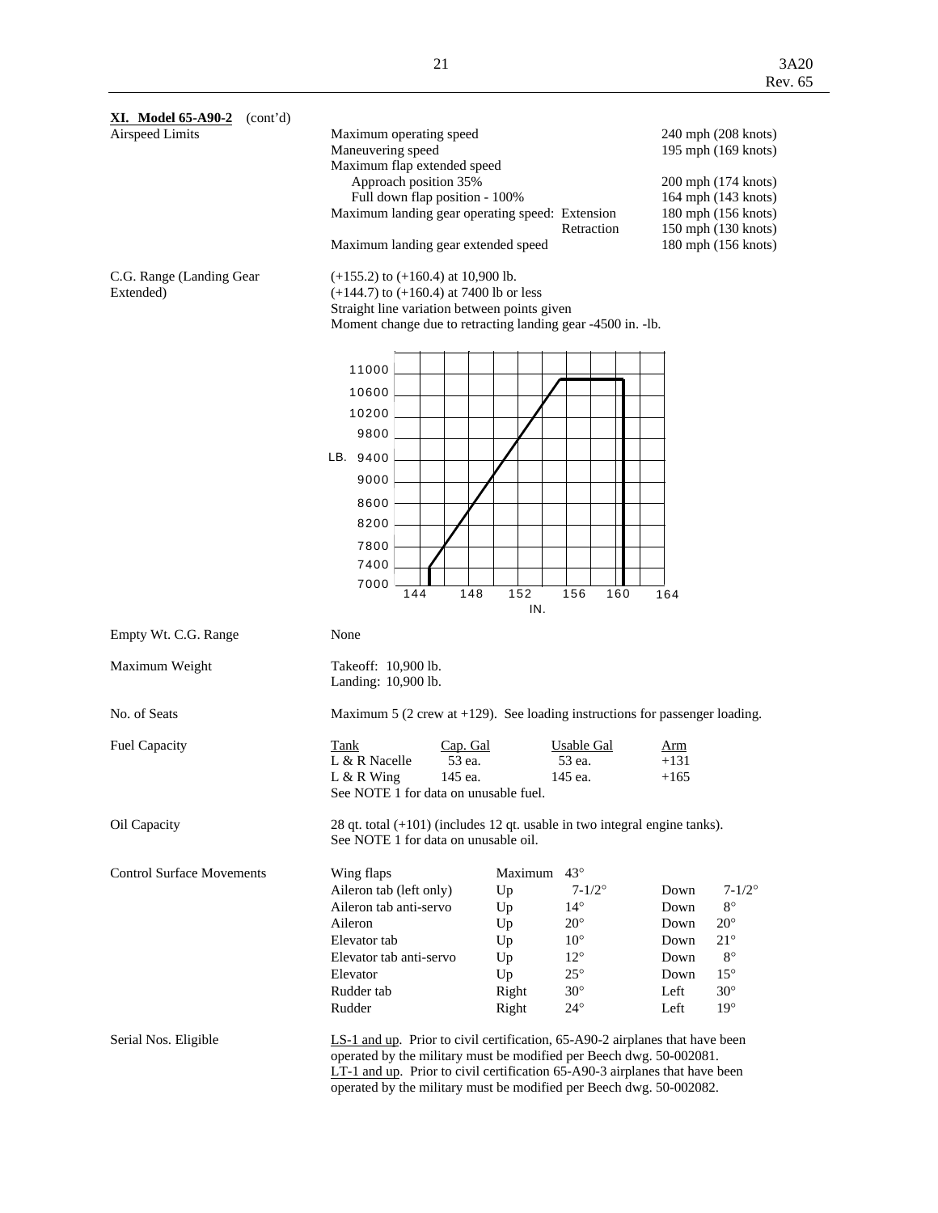**XI. Model 65-A90-2** (cont'd)

| | | |
|---|---|---|
| Airspeed Limits | Maximum operating speed | 240 mph (208 knots) |
| | Maneuvering speed | 195 mph (169 knots) |
| | Maximum flap extended speed | |
| | Approach position 35% | 200 mph (174 knots) |
| | Full down flap position - 100% | 164 mph (143 knots) |
| | Maximum landing gear operating speed: Extension | 180 mph (156 knots) |
| | Retraction | 150 mph (130 knots) |
| | Maximum landing gear extended speed | 180 mph (156 knots) |

C.G. Range (Landing Gear Extended)

(+155.2) to (+160.4) at 10,900 lb.
(+144.7) to (+160.4) at 7400 lb or less
Straight line variation between points given
Moment change due to retracting landing gear -4500 in. -lb.

Empty Wt. C.G. Range: None

Maximum Weight: Takeoff: 10,900 lb.
Landing: 10,900 lb.

No. of Seats: Maximum 5 (2 crew at +129). See loading instructions for passenger loading.

Fuel Capacity

| Tank | Cap. Gal | Usable Gal | Arm |
|---|---|---|---|
| L & R Nacelle | 53 ea. | 53 ea. | +131 |
| L & R Wing | 145 ea. | 145 ea. | +165 |

See NOTE 1 for data on unusable fuel.

Oil Capacity: 28 qt. total (+101) (includes 12 qt. usable in two integral engine tanks).
See NOTE 1 for data on unusable oil.

Control Surface Movements

| | | | | |
|---|---|---|---|---|
| Wing flaps | Maximum | 43° | | |
| Aileron tab (left only) | Up | 7-1/2° | Down | 7-1/2° |
| Aileron tab anti-servo | Up | 14° | Down | 8° |
| Aileron | Up | 20° | Down | 20° |
| Elevator tab | Up | 10° | Down | 21° |
| Elevator tab anti-servo | Up | 12° | Down | 8° |
| Elevator | Up | 25° | Down | 15° |
| Rudder tab | Right | 30° | Left | 30° |
| Rudder | Right | 24° | Left | 19° |

Serial Nos. Eligible

LS-1 and up. Prior to civil certification, 65-A90-2 airplanes that have been operated by the military must be modified per Beech dwg. 50-002081.
LT-1 and up. Prior to civil certification 65-A90-3 airplanes that have been operated by the military must be modified per Beech dwg. 50-002082.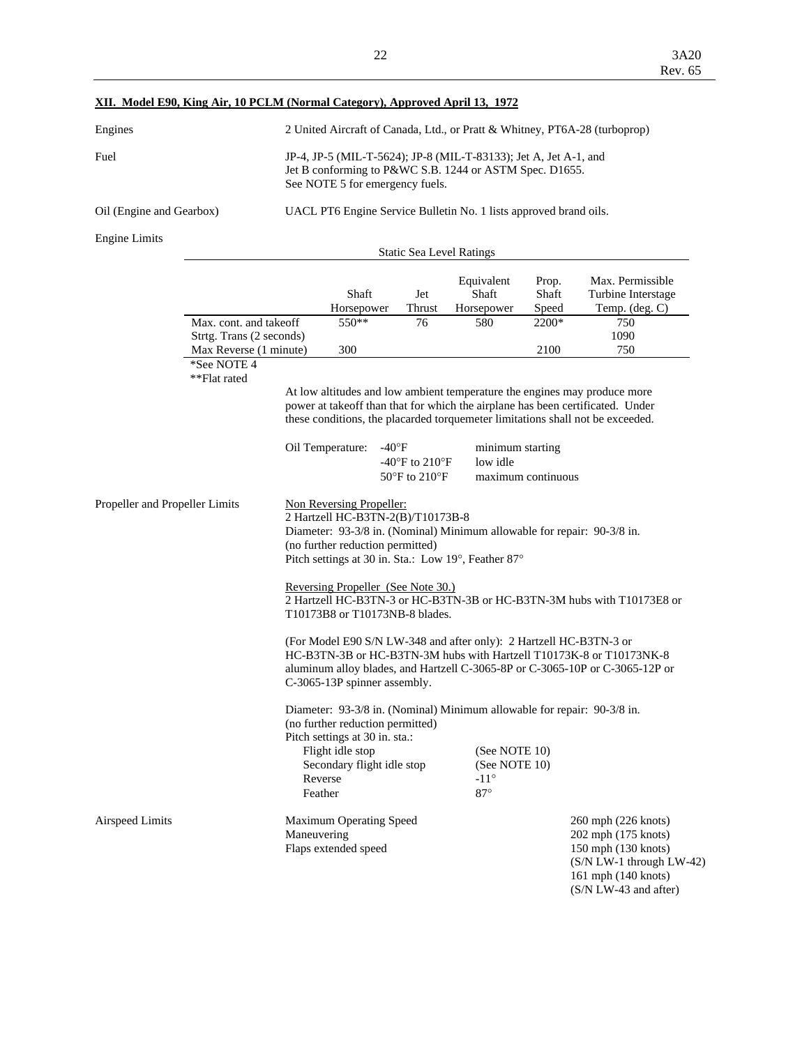## XII. Model E90, King Air, 10 PCLM (Normal Category), Approved April 13, 1972

Engines — 2 United Aircraft of Canada, Ltd., or Pratt & Whitney, PT6A-28 (turboprop)

Fuel — JP-4, JP-5 (MIL-T-5624); JP-8 (MIL-T-83133); Jet A, Jet A-1, and Jet B conforming to P&WC S.B. 1244 or ASTM Spec. D1655. See NOTE 5 for emergency fuels.

Oil (Engine and Gearbox) — UACL PT6 Engine Service Bulletin No. 1 lists approved brand oils.

Engine Limits

Static Sea Level Ratings

| | Shaft Horsepower | Jet Thrust | Equivalent Shaft Horsepower | Prop. Shaft Speed | Max. Permissible Turbine Interstage Temp. (deg. C) |
|---|---|---|---|---|---|
| Max. cont. and takeoff | 550** | 76 | 580 | 2200* | 750 |
| Strtg. Trans (2 seconds) | | | | | 1090 |
| Max Reverse (1 minute) | 300 | | | 2100 | 750 |

*See NOTE 4
**Flat rated

At low altitudes and low ambient temperature the engines may produce more power at takeoff than that for which the airplane has been certificated. Under these conditions, the placarded torquemeter limitations shall not be exceeded.

| Oil Temperature: | | |
|---|---|---|
| | -40°F | minimum starting |
| | -40°F to 210°F | low idle |
| | 50°F to 210°F | maximum continuous |

Propeller and Propeller Limits

Non Reversing Propeller:
2 Hartzell HC-B3TN-2(B)/T10173B-8
Diameter: 93-3/8 in. (Nominal) Minimum allowable for repair: 90-3/8 in.
(no further reduction permitted)
Pitch settings at 30 in. Sta.: Low 19°, Feather 87°

Reversing Propeller (See Note 30.)
2 Hartzell HC-B3TN-3 or HC-B3TN-3B or HC-B3TN-3M hubs with T10173E8 or T10173B8 or T10173NB-8 blades.

(For Model E90 S/N LW-348 and after only): 2 Hartzell HC-B3TN-3 or HC-B3TN-3B or HC-B3TN-3M hubs with Hartzell T10173K-8 or T10173NK-8 aluminum alloy blades, and Hartzell C-3065-8P or C-3065-10P or C-3065-12P or C-3065-13P spinner assembly.

Diameter: 93-3/8 in. (Nominal) Minimum allowable for repair: 90-3/8 in.
(no further reduction permitted)
Pitch settings at 30 in. sta.:

| | |
|---|---|
| Flight idle stop | (See NOTE 10) |
| Secondary flight idle stop | (See NOTE 10) |
| Reverse | -11° |
| Feather | 87° |

Airspeed Limits

| | |
|---|---|
| Maximum Operating Speed | 260 mph (226 knots) |
| Maneuvering | 202 mph (175 knots) |
| Flaps extended speed | 150 mph (130 knots) (S/N LW-1 through LW-42) |
| | 161 mph (140 knots) (S/N LW-43 and after) |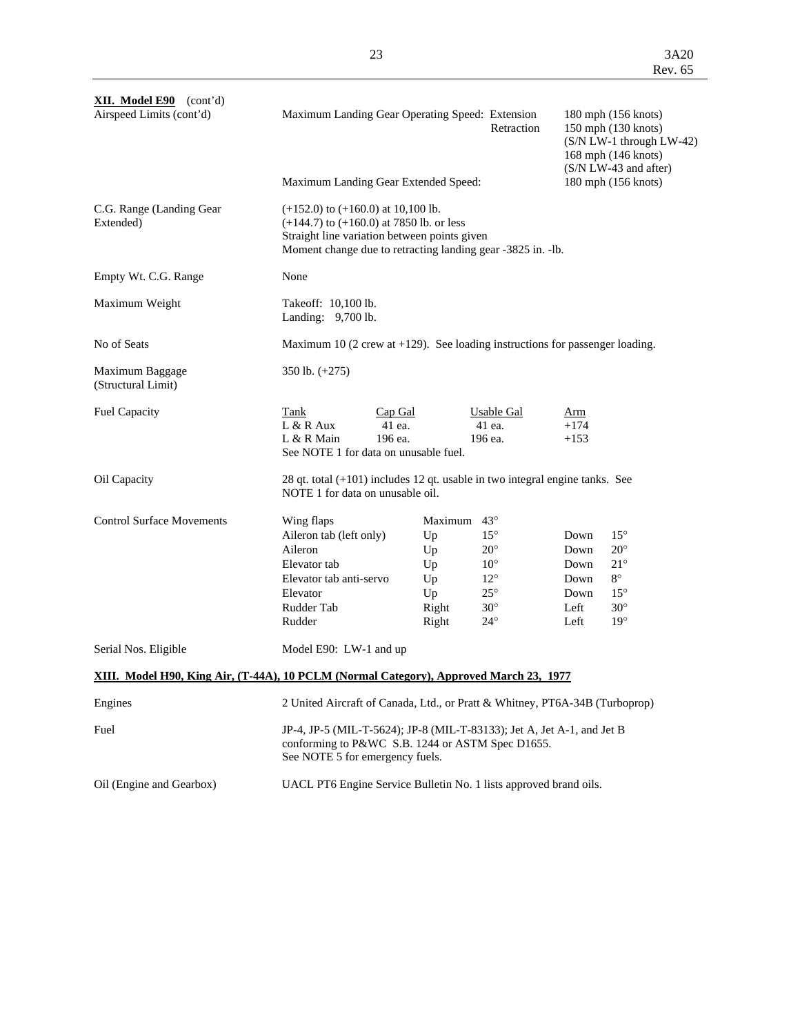**XII. Model E90** (cont'd)

| | | |
|---|---|---|
| Airspeed Limits (cont'd) | Maximum Landing Gear Operating Speed: Extension | 180 mph (156 knots) |
| | Retraction | 150 mph (130 knots) (S/N LW-1 through LW-42) 168 mph (146 knots) (S/N LW-43 and after) |
| | Maximum Landing Gear Extended Speed: | 180 mph (156 knots) |

C.G. Range (Landing Gear Extended)

(+152.0) to (+160.0) at 10,100 lb.
(+144.7) to (+160.0) at 7850 lb. or less
Straight line variation between points given
Moment change due to retracting landing gear -3825 in. -lb.

Empty Wt. C.G. Range

None

Maximum Weight

Takeoff: 10,100 lb.
Landing: 9,700 lb.

No of Seats

Maximum 10 (2 crew at +129). See loading instructions for passenger loading.

Maximum Baggage (Structural Limit)

350 lb. (+275)

Fuel Capacity

| Tank | Cap Gal | Usable Gal | Arm |
|---|---|---|---|
| L & R Aux | 41 ea. | 41 ea. | +174 |
| L & R Main | 196 ea. | 196 ea. | +153 |

See NOTE 1 for data on unusable fuel.

Oil Capacity

28 qt. total (+101) includes 12 qt. usable in two integral engine tanks. See NOTE 1 for data on unusable oil.

Control Surface Movements

| | | | | |
|---|---|---|---|---|
| Wing flaps | Maximum 43° | | | |
| Aileron tab (left only) | Up | 15° | Down | 15° |
| Aileron | Up | 20° | Down | 20° |
| Elevator tab | Up | 10° | Down | 21° |
| Elevator tab anti-servo | Up | 12° | Down | 8° |
| Elevator | Up | 25° | Down | 15° |
| Rudder Tab | Right | 30° | Left | 30° |
| Rudder | Right | 24° | Left | 19° |

Serial Nos. Eligible

Model E90: LW-1 and up

**XIII. Model H90, King Air, (T-44A), 10 PCLM (Normal Category), Approved March 23, 1977**

Engines

2 United Aircraft of Canada, Ltd., or Pratt & Whitney, PT6A-34B (Turboprop)

Fuel

JP-4, JP-5 (MIL-T-5624); JP-8 (MIL-T-83133); Jet A, Jet A-1, and Jet B conforming to P&WC S.B. 1244 or ASTM Spec D1655.
See NOTE 5 for emergency fuels.

Oil (Engine and Gearbox)

UACL PT6 Engine Service Bulletin No. 1 lists approved brand oils.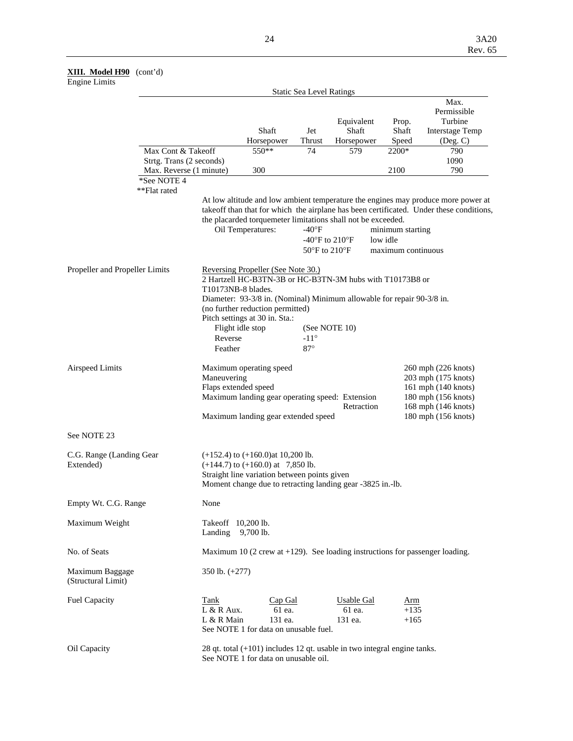**XIII. Model H90** (cont'd)

Engine Limits

| | Static Sea Level Ratings | | | | |
|---|---|---|---|---|---|
| | Shaft Horsepower | Jet Thrust | Equivalent Shaft Horsepower | Prop. Shaft Speed | Max. Permissible Turbine Interstage Temp (Deg. C) |
| Max Cont & Takeoff | 550** | 74 | 579 | 2200* | 790 |
| Strtg. Trans (2 seconds) | | | | | 1090 |
| Max. Reverse (1 minute) | 300 | | | 2100 | 790 |

*See NOTE 4

**Flat rated

At low altitude and low ambient temperature the engines may produce more power at takeoff than that for which the airplane has been certificated. Under these conditions, the placarded torquemeter limitations shall not be exceeded.

| Oil Temperatures: | -40°F | minimum starting |
|---|---|---|
| | -40°F to 210°F | low idle |
| | 50°F to 210°F | maximum continuous |

**Propeller and Propeller Limits**

Reversing Propeller (See Note 30.)
2 Hartzell HC-B3TN-3B or HC-B3TN-3M hubs with T10173B8 or T10173NB-8 blades.
Diameter: 93-3/8 in. (Nominal) Minimum allowable for repair 90-3/8 in. (no further reduction permitted)
Pitch settings at 30 in. Sta.:

| | |
|---|---|
| Flight idle stop | (See NOTE 10) |
| Reverse | -11° |
| Feather | 87° |

**Airspeed Limits**

| | |
|---|---|
| Maximum operating speed | 260 mph (226 knots) |
| Maneuvering | 203 mph (175 knots) |
| Flaps extended speed | 161 mph (140 knots) |
| Maximum landing gear operating speed: Extension | 180 mph (156 knots) |
| Retraction | 168 mph (146 knots) |
| Maximum landing gear extended speed | 180 mph (156 knots) |

See NOTE 23

**C.G. Range (Landing Gear Extended)**

(+152.4) to (+160.0)at 10,200 lb.
(+144.7) to (+160.0) at 7,850 lb.
Straight line variation between points given
Moment change due to retracting landing gear -3825 in.-lb.

**Empty Wt. C.G. Range**

None

**Maximum Weight**

Takeoff 10,200 lb.
Landing 9,700 lb.

**No. of Seats**

Maximum 10 (2 crew at +129). See loading instructions for passenger loading.

**Maximum Baggage (Structural Limit)**

350 lb. (+277)

**Fuel Capacity**

| Tank | Cap Gal | Usable Gal | Arm |
|---|---|---|---|
| L & R Aux. | 61 ea. | 61 ea. | +135 |
| L & R Main | 131 ea. | 131 ea. | +165 |

See NOTE 1 for data on unusable fuel.

**Oil Capacity**

28 qt. total (+101) includes 12 qt. usable in two integral engine tanks.
See NOTE 1 for data on unusable oil.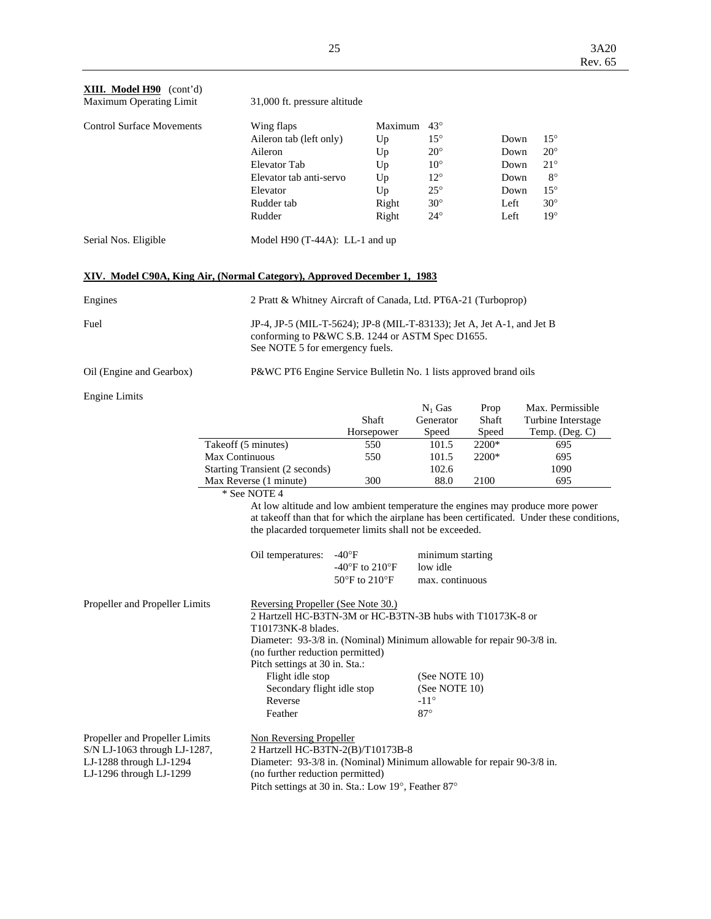**XIII. Model H90** (cont'd)

| | |
|---|---|
| Maximum Operating Limit | 31,000 ft. pressure altitude |

Control Surface Movements

| | | | | |
|---|---|---|---|---|
| Wing flaps | Maximum | 43° | | |
| Aileron tab (left only) | Up | 15° | Down | 15° |
| Aileron | Up | 20° | Down | 20° |
| Elevator Tab | Up | 10° | Down | 21° |
| Elevator tab anti-servo | Up | 12° | Down | 8° |
| Elevator | Up | 25° | Down | 15° |
| Rudder tab | Right | 30° | Left | 30° |
| Rudder | Right | 24° | Left | 19° |

Serial Nos. Eligible — Model H90 (T-44A): LL-1 and up

## XIV. Model C90A, King Air, (Normal Category), Approved December 1, 1983

**Engines** — 2 Pratt & Whitney Aircraft of Canada, Ltd. PT6A-21 (Turboprop)

**Fuel** — JP-4, JP-5 (MIL-T-5624); JP-8 (MIL-T-83133); Jet A, Jet A-1, and Jet B conforming to P&WC S.B. 1244 or ASTM Spec D1655. See NOTE 5 for emergency fuels.

**Oil (Engine and Gearbox)** — P&WC PT6 Engine Service Bulletin No. 1 lists approved brand oils

**Engine Limits**

| | Shaft Horsepower | $N_1$ Gas Generator Speed | Prop Shaft Speed | Max. Permissible Turbine Interstage Temp. (Deg. C) |
|---|---|---|---|---|
| Takeoff (5 minutes) | 550 | 101.5 | 2200* | 695 |
| Max Continuous | 550 | 101.5 | 2200* | 695 |
| Starting Transient (2 seconds) | | 102.6 | | 1090 |
| Max Reverse (1 minute) | 300 | 88.0 | 2100 | 695 |

\* See NOTE 4

At low altitude and low ambient temperature the engines may produce more power at takeoff than that for which the airplane has been certificated. Under these conditions, the placarded torquemeter limits shall not be exceeded.

| Oil temperatures: | | |
|---|---|---|
| | -40°F | minimum starting |
| | -40°F to 210°F | low idle |
| | 50°F to 210°F | max. continuous |

**Propeller and Propeller Limits**

Reversing Propeller (See Note 30.)
2 Hartzell HC-B3TN-3M or HC-B3TN-3B hubs with T10173K-8 or T10173NK-8 blades.
Diameter: 93-3/8 in. (Nominal) Minimum allowable for repair 90-3/8 in. (no further reduction permitted)
Pitch settings at 30 in. Sta.:

| | |
|---|---|
| Flight idle stop | (See NOTE 10) |
| Secondary flight idle stop | (See NOTE 10) |
| Reverse | -11° |
| Feather | 87° |

**Propeller and Propeller Limits S/N LJ-1063 through LJ-1287, LJ-1288 through LJ-1294 LJ-1296 through LJ-1299**

Non Reversing Propeller
2 Hartzell HC-B3TN-2(B)/T10173B-8
Diameter: 93-3/8 in. (Nominal) Minimum allowable for repair 90-3/8 in. (no further reduction permitted)
Pitch settings at 30 in. Sta.: Low 19°, Feather 87°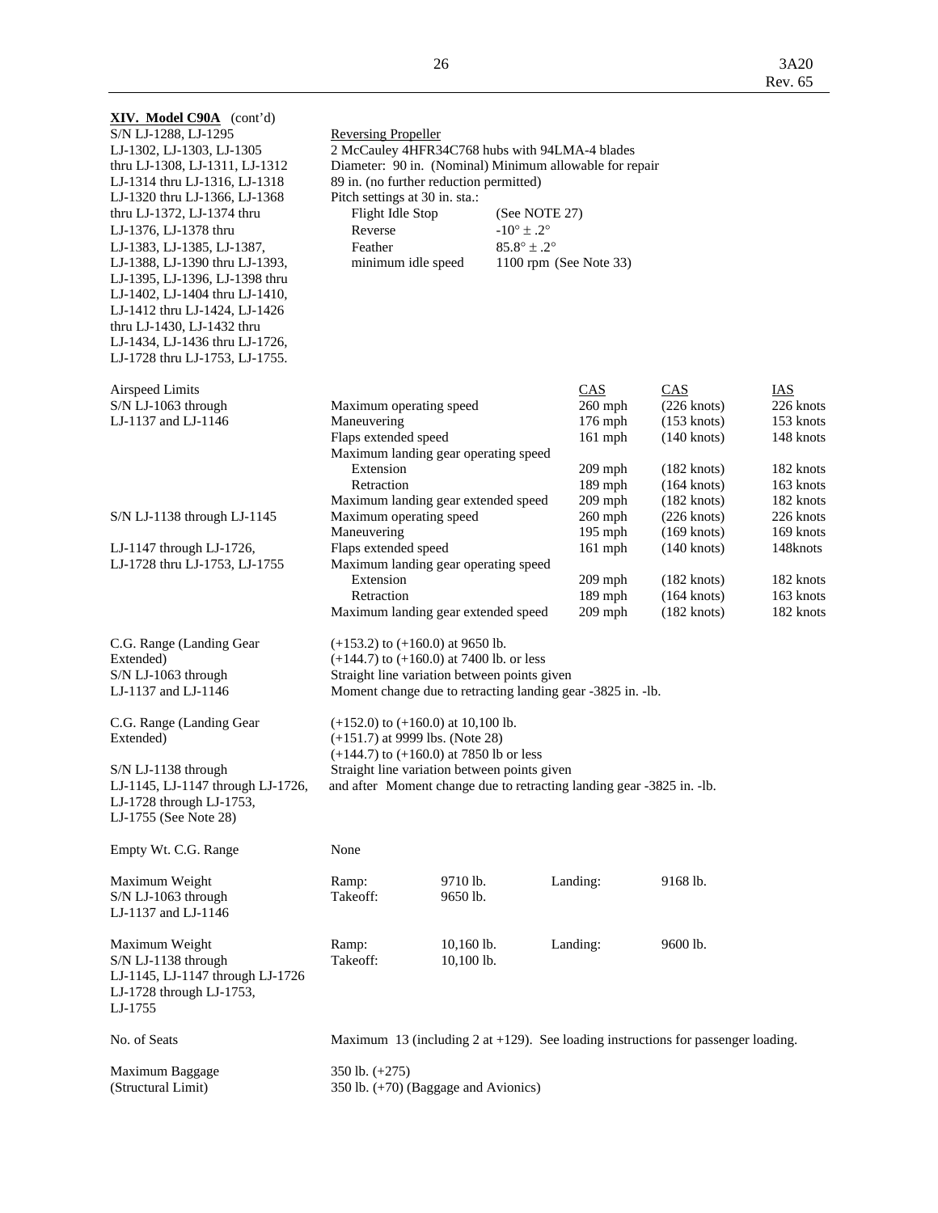**XIV. Model C90A** (cont'd)

| | |
|---|---|
| S/N LJ-1288, LJ-1295 LJ-1302, LJ-1303, LJ-1305 thru LJ-1308, LJ-1311, LJ-1312 LJ-1314 thru LJ-1316, LJ-1318 LJ-1320 thru LJ-1366, LJ-1368 thru LJ-1372, LJ-1374 thru LJ-1376, LJ-1378 thru LJ-1383, LJ-1385, LJ-1387, LJ-1388, LJ-1390 thru LJ-1393, LJ-1395, LJ-1396, LJ-1398 thru LJ-1402, LJ-1404 thru LJ-1410, LJ-1412 thru LJ-1424, LJ-1426 thru LJ-1430, LJ-1432 thru LJ-1434, LJ-1436 thru LJ-1726, LJ-1728 thru LJ-1753, LJ-1755. | Reversing Propeller<br>2 McCauley 4HFR34C768 hubs with 94LMA-4 blades<br>Diameter: 90 in. (Nominal) Minimum allowable for repair 89 in. (no further reduction permitted)<br>Pitch settings at 30 in. sta.:<br>Flight Idle Stop (See NOTE 27)<br>Reverse -10° ± .2°<br>Feather 85.8° ± .2°<br>minimum idle speed 1100 rpm (See Note 33) |

| Airspeed Limits | | CAS | CAS | IAS |
|---|---|---|---|---|
| S/N LJ-1063 through LJ-1137 and LJ-1146 | Maximum operating speed | 260 mph | (226 knots) | 226 knots |
| | Maneuvering | 176 mph | (153 knots) | 153 knots |
| | Flaps extended speed | 161 mph | (140 knots) | 148 knots |
| | Maximum landing gear operating speed | | | |
| | Extension | 209 mph | (182 knots) | 182 knots |
| | Retraction | 189 mph | (164 knots) | 163 knots |
| | Maximum landing gear extended speed | 209 mph | (182 knots) | 182 knots |
| S/N LJ-1138 through LJ-1145 | Maximum operating speed | 260 mph | (226 knots) | 226 knots |
| | Maneuvering | 195 mph | (169 knots) | 169 knots |
| LJ-1147 through LJ-1726, LJ-1728 thru LJ-1753, LJ-1755 | Flaps extended speed | 161 mph | (140 knots) | 148knots |
| | Maximum landing gear operating speed | | | |
| | Extension | 209 mph | (182 knots) | 182 knots |
| | Retraction | 189 mph | (164 knots) | 163 knots |
| | Maximum landing gear extended speed | 209 mph | (182 knots) | 182 knots |

| | |
|---|---|
| C.G. Range (Landing Gear Extended)<br>S/N LJ-1063 through LJ-1137 and LJ-1146 | (+153.2) to (+160.0) at 9650 lb.<br>(+144.7) to (+160.0) at 7400 lb. or less<br>Straight line variation between points given<br>Moment change due to retracting landing gear -3825 in. -lb. |
| C.G. Range (Landing Gear Extended)<br>S/N LJ-1138 through LJ-1145, LJ-1147 through LJ-1726, LJ-1728 through LJ-1753, LJ-1755 (See Note 28) | (+152.0) to (+160.0) at 10,100 lb.<br>(+151.7) at 9999 lbs. (Note 28)<br>(+144.7) to (+160.0) at 7850 lb or less<br>Straight line variation between points given and after Moment change due to retracting landing gear -3825 in. -lb. |
| Empty Wt. C.G. Range | None |

| | | | | |
|---|---|---|---|---|
| Maximum Weight<br>S/N LJ-1063 through LJ-1137 and LJ-1146 | Ramp:<br>Takeoff: | 9710 lb.<br>9650 lb. | Landing: | 9168 lb. |
| Maximum Weight<br>S/N LJ-1138 through LJ-1145, LJ-1147 through LJ-1726 LJ-1728 through LJ-1753, LJ-1755 | Ramp:<br>Takeoff: | 10,160 lb.<br>10,100 lb. | Landing: | 9600 lb. |

| | |
|---|---|
| No. of Seats | Maximum 13 (including 2 at +129). See loading instructions for passenger loading. |
| Maximum Baggage (Structural Limit) | 350 lb. (+275)<br>350 lb. (+70) (Baggage and Avionics) |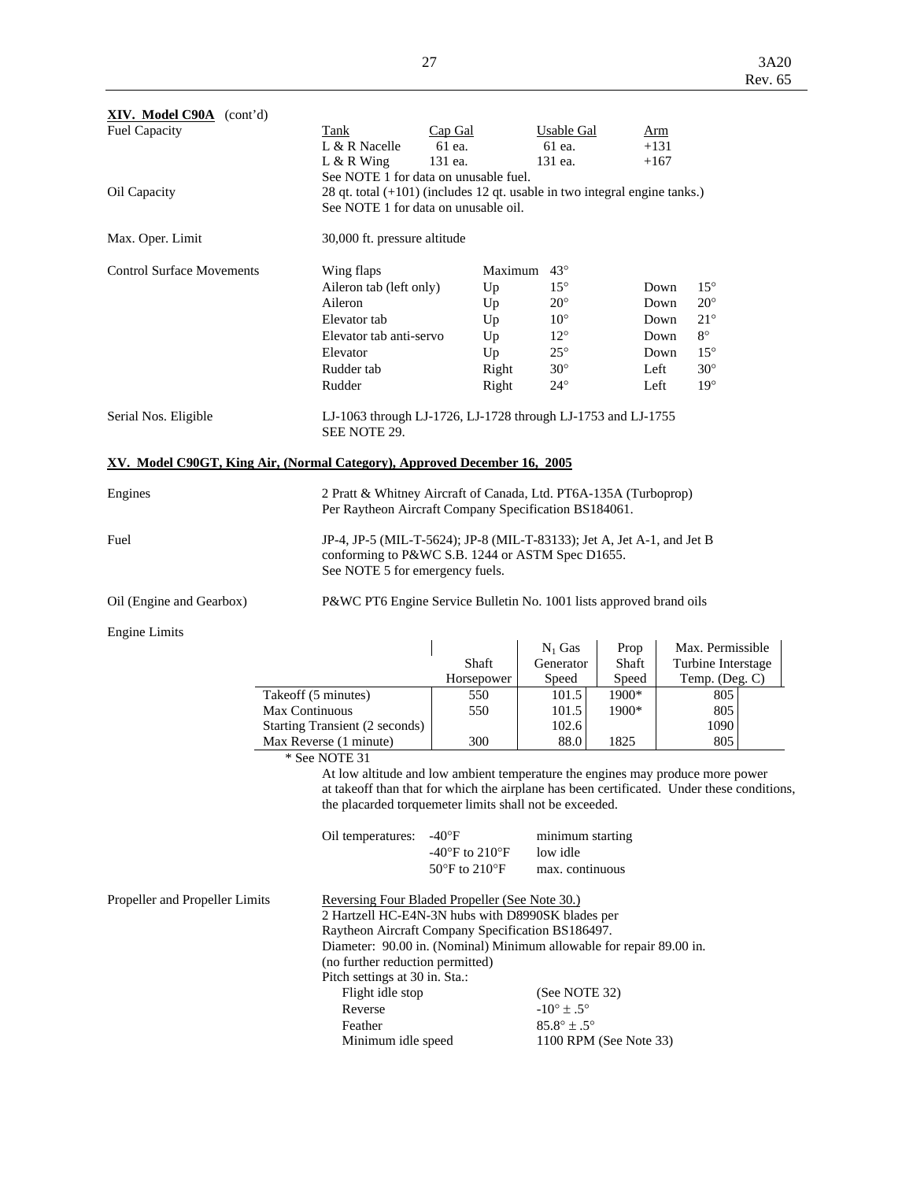**XIV. Model C90A** (cont'd)

Fuel Capacity

| Tank | Cap Gal | Usable Gal | Arm |
|---|---|---|---|
| L & R Nacelle | 61 ea. | 61 ea. | +131 |
| L & R Wing | 131 ea. | 131 ea. | +167 |

See NOTE 1 for data on unusable fuel.

Oil Capacity — 28 qt. total (+101) (includes 12 qt. usable in two integral engine tanks.) See NOTE 1 for data on unusable oil.

Max. Oper. Limit — 30,000 ft. pressure altitude

Control Surface Movements

| Surface | | | | |
|---|---|---|---|---|
| Wing flaps | Maximum | 43° | | |
| Aileron tab (left only) | Up | 15° | Down | 15° |
| Aileron | Up | 20° | Down | 20° |
| Elevator tab | Up | 10° | Down | 21° |
| Elevator tab anti-servo | Up | 12° | Down | 8° |
| Elevator | Up | 25° | Down | 15° |
| Rudder tab | Right | 30° | Left | 30° |
| Rudder | Right | 24° | Left | 19° |

Serial Nos. Eligible — LJ-1063 through LJ-1726, LJ-1728 through LJ-1753 and LJ-1755
SEE NOTE 29.

**XV. Model C90GT, King Air, (Normal Category), Approved December 16, 2005**

Engines — 2 Pratt & Whitney Aircraft of Canada, Ltd. PT6A-135A (Turboprop) Per Raytheon Aircraft Company Specification BS184061.

Fuel — JP-4, JP-5 (MIL-T-5624); JP-8 (MIL-T-83133); Jet A, Jet A-1, and Jet B conforming to P&WC S.B. 1244 or ASTM Spec D1655. See NOTE 5 for emergency fuels.

Oil (Engine and Gearbox) — P&WC PT6 Engine Service Bulletin No. 1001 lists approved brand oils

Engine Limits

| | Shaft Horsepower | $N_1$ Gas Generator Speed | Prop Shaft Speed | Max. Permissible Turbine Interstage Temp. (Deg. C) |
|---|---|---|---|---|
| Takeoff (5 minutes) | 550 | 101.5 | 1900* | 805 |
| Max Continuous | 550 | 101.5 | 1900* | 805 |
| Starting Transient (2 seconds) | | 102.6 | | 1090 |
| Max Reverse (1 minute) | 300 | 88.0 | 1825 | 805 |

\* See NOTE 31

At low altitude and low ambient temperature the engines may produce more power at takeoff than that for which the airplane has been certificated. Under these conditions, the placarded torquemeter limits shall not be exceeded.

| Oil temperatures: | | |
|---|---|---|
| | -40°F | minimum starting |
| | -40°F to 210°F | low idle |
| | 50°F to 210°F | max. continuous |

Propeller and Propeller Limits

Reversing Four Bladed Propeller (See Note 30.)
2 Hartzell HC-E4N-3N hubs with D8990SK blades per Raytheon Aircraft Company Specification BS186497.
Diameter: 90.00 in. (Nominal) Minimum allowable for repair 89.00 in. (no further reduction permitted)
Pitch settings at 30 in. Sta.:

| | |
|---|---|
| Flight idle stop | (See NOTE 32) |
| Reverse | -10° ± .5° |
| Feather | 85.8° ± .5° |
| Minimum idle speed | 1100 RPM (See Note 33) |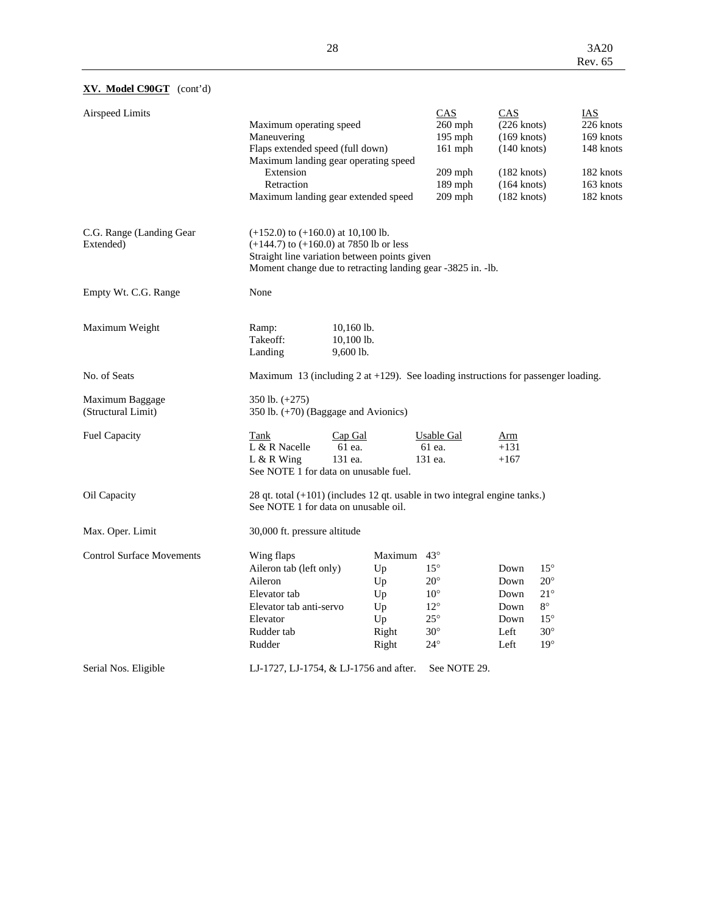**XV. Model C90GT** (cont'd)

**Airspeed Limits**

| | CAS | CAS | IAS |
|---|---|---|---|
| Maximum operating speed | 260 mph | (226 knots) | 226 knots |
| Maneuvering | 195 mph | (169 knots) | 169 knots |
| Flaps extended speed (full down) | 161 mph | (140 knots) | 148 knots |
| Maximum landing gear operating speed | | | |
| Extension | 209 mph | (182 knots) | 182 knots |
| Retraction | 189 mph | (164 knots) | 163 knots |
| Maximum landing gear extended speed | 209 mph | (182 knots) | 182 knots |

**C.G. Range (Landing Gear Extended)**

(+152.0) to (+160.0) at 10,100 lb.
(+144.7) to (+160.0) at 7850 lb or less
Straight line variation between points given
Moment change due to retracting landing gear -3825 in. -lb.

**Empty Wt. C.G. Range**

None

**Maximum Weight**

| | |
|---|---|
| Ramp: | 10,160 lb. |
| Takeoff: | 10,100 lb. |
| Landing | 9,600 lb. |

**No. of Seats**

Maximum 13 (including 2 at +129). See loading instructions for passenger loading.

**Maximum Baggage (Structural Limit)**

350 lb. (+275)
350 lb. (+70) (Baggage and Avionics)

**Fuel Capacity**

| Tank | Cap Gal | Usable Gal | Arm |
|---|---|---|---|
| L & R Nacelle | 61 ea. | 61 ea. | +131 |
| L & R Wing | 131 ea. | 131 ea. | +167 |

See NOTE 1 for data on unusable fuel.

**Oil Capacity**

28 qt. total (+101) (includes 12 qt. usable in two integral engine tanks.)
See NOTE 1 for data on unusable oil.

**Max. Oper. Limit**

30,000 ft. pressure altitude

**Control Surface Movements**

| | | | | |
|---|---|---|---|---|
| Wing flaps | Maximum | 43° | | |
| Aileron tab (left only) | Up | 15° | Down | 15° |
| Aileron | Up | 20° | Down | 20° |
| Elevator tab | Up | 10° | Down | 21° |
| Elevator tab anti-servo | Up | 12° | Down | 8° |
| Elevator | Up | 25° | Down | 15° |
| Rudder tab | Right | 30° | Left | 30° |
| Rudder | Right | 24° | Left | 19° |

**Serial Nos. Eligible**

LJ-1727, LJ-1754, & LJ-1756 and after. See NOTE 29.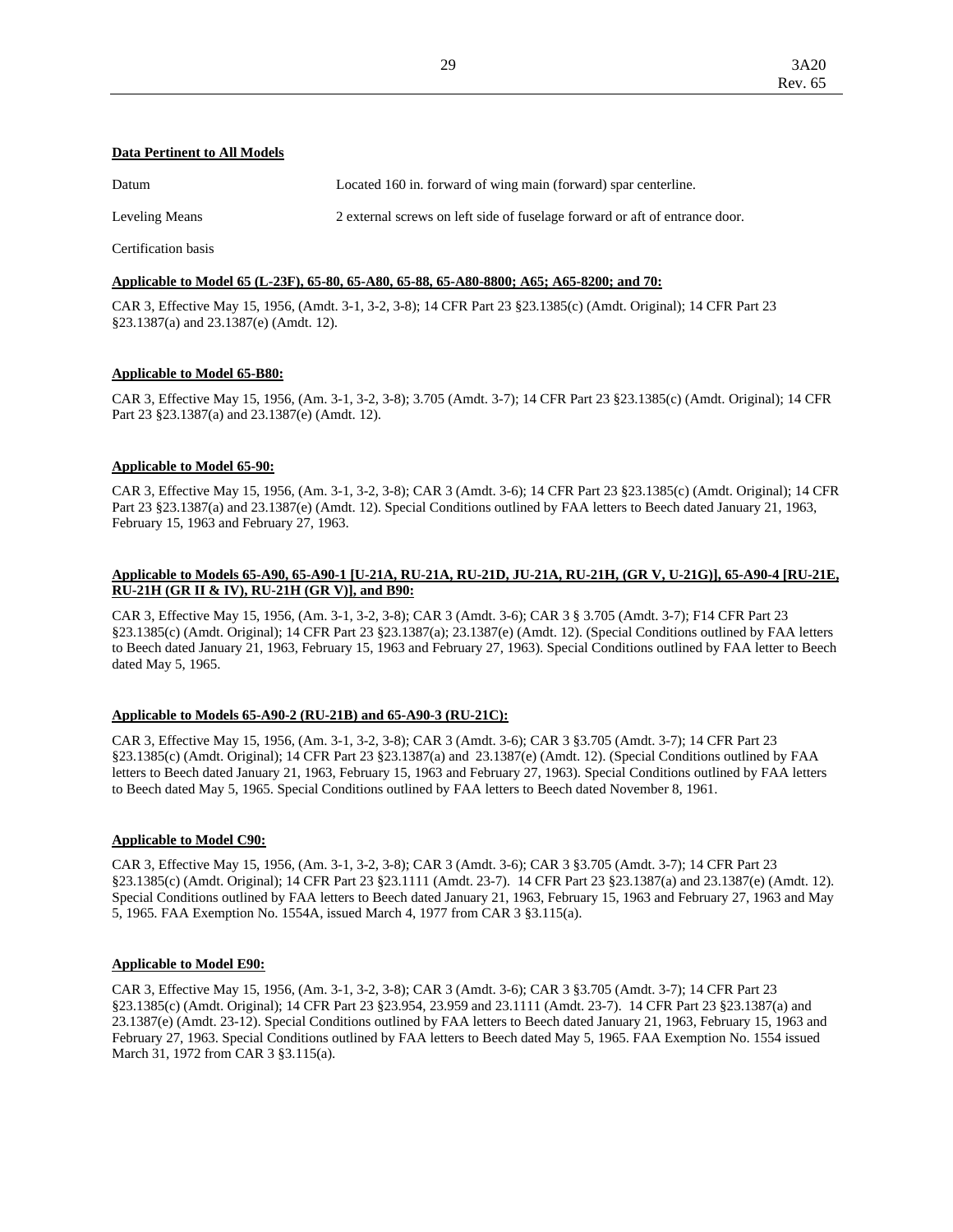**Data Pertinent to All Models**

Datum Located 160 in. forward of wing main (forward) spar centerline.

Leveling Means 2 external screws on left side of fuselage forward or aft of entrance door.

Certification basis

**Applicable to Model 65 (L-23F), 65-80, 65-A80, 65-88, 65-A80-8800; A65; A65-8200; and 70:**

CAR 3, Effective May 15, 1956, (Amdt. 3-1, 3-2, 3-8); 14 CFR Part 23 §23.1385(c) (Amdt. Original); 14 CFR Part 23 §23.1387(a) and 23.1387(e) (Amdt. 12).

**Applicable to Model 65-B80:**

CAR 3, Effective May 15, 1956, (Am. 3-1, 3-2, 3-8); 3.705 (Amdt. 3-7); 14 CFR Part 23 §23.1385(c) (Amdt. Original); 14 CFR Part 23 §23.1387(a) and 23.1387(e) (Amdt. 12).

**Applicable to Model 65-90:**

CAR 3, Effective May 15, 1956, (Am. 3-1, 3-2, 3-8); CAR 3 (Amdt. 3-6); 14 CFR Part 23 §23.1385(c) (Amdt. Original); 14 CFR Part 23 §23.1387(a) and 23.1387(e) (Amdt. 12). Special Conditions outlined by FAA letters to Beech dated January 21, 1963, February 15, 1963 and February 27, 1963.

**Applicable to Models 65-A90, 65-A90-1 [U-21A, RU-21A, RU-21D, JU-21A, RU-21H, (GR V, U-21G)], 65-A90-4 [RU-21E, RU-21H (GR II & IV), RU-21H (GR V)], and B90:**

CAR 3, Effective May 15, 1956, (Am. 3-1, 3-2, 3-8); CAR 3 (Amdt. 3-6); CAR 3 § 3.705 (Amdt. 3-7); F14 CFR Part 23 §23.1385(c) (Amdt. Original); 14 CFR Part 23 §23.1387(a); 23.1387(e) (Amdt. 12). (Special Conditions outlined by FAA letters to Beech dated January 21, 1963, February 15, 1963 and February 27, 1963). Special Conditions outlined by FAA letter to Beech dated May 5, 1965.

**Applicable to Models 65-A90-2 (RU-21B) and 65-A90-3 (RU-21C):**

CAR 3, Effective May 15, 1956, (Am. 3-1, 3-2, 3-8); CAR 3 (Amdt. 3-6); CAR 3 §3.705 (Amdt. 3-7); 14 CFR Part 23 §23.1385(c) (Amdt. Original); 14 CFR Part 23 §23.1387(a) and 23.1387(e) (Amdt. 12). (Special Conditions outlined by FAA letters to Beech dated January 21, 1963, February 15, 1963 and February 27, 1963). Special Conditions outlined by FAA letters to Beech dated May 5, 1965. Special Conditions outlined by FAA letters to Beech dated November 8, 1961.

**Applicable to Model C90:**

CAR 3, Effective May 15, 1956, (Am. 3-1, 3-2, 3-8); CAR 3 (Amdt. 3-6); CAR 3 §3.705 (Amdt. 3-7); 14 CFR Part 23 §23.1385(c) (Amdt. Original); 14 CFR Part 23 §23.1111 (Amdt. 23-7). 14 CFR Part 23 §23.1387(a) and 23.1387(e) (Amdt. 12). Special Conditions outlined by FAA letters to Beech dated January 21, 1963, February 15, 1963 and February 27, 1963 and May 5, 1965. FAA Exemption No. 1554A, issued March 4, 1977 from CAR 3 §3.115(a).

**Applicable to Model E90:**

CAR 3, Effective May 15, 1956, (Am. 3-1, 3-2, 3-8); CAR 3 (Amdt. 3-6); CAR 3 §3.705 (Amdt. 3-7); 14 CFR Part 23 §23.1385(c) (Amdt. Original); 14 CFR Part 23 §23.954, 23.959 and 23.1111 (Amdt. 23-7). 14 CFR Part 23 §23.1387(a) and 23.1387(e) (Amdt. 23-12). Special Conditions outlined by FAA letters to Beech dated January 21, 1963, February 15, 1963 and February 27, 1963. Special Conditions outlined by FAA letters to Beech dated May 5, 1965. FAA Exemption No. 1554 issued March 31, 1972 from CAR 3 §3.115(a).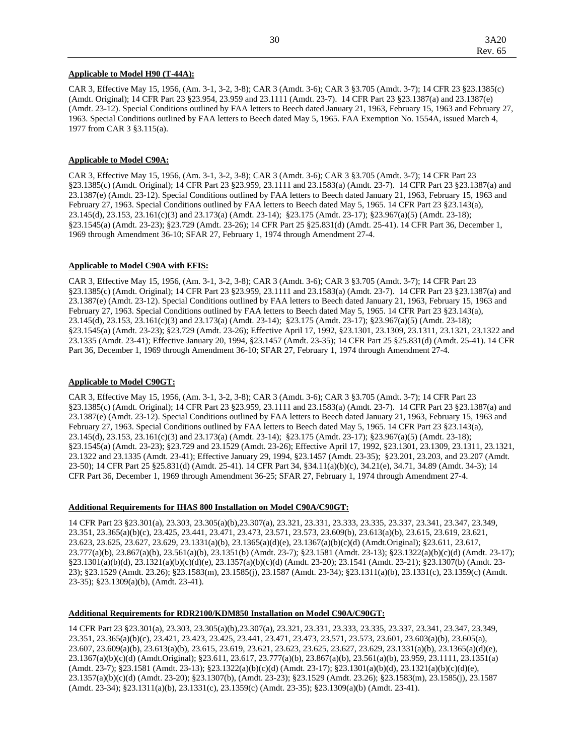**Applicable to Model H90 (T-44A):**

CAR 3, Effective May 15, 1956, (Am. 3-1, 3-2, 3-8); CAR 3 (Amdt. 3-6); CAR 3 §3.705 (Amdt. 3-7); 14 CFR 23 §23.1385(c) (Amdt. Original); 14 CFR Part 23 §23.954, 23.959 and 23.1111 (Amdt. 23-7). 14 CFR Part 23 §23.1387(a) and 23.1387(e) (Amdt. 23-12). Special Conditions outlined by FAA letters to Beech dated January 21, 1963, February 15, 1963 and February 27, 1963. Special Conditions outlined by FAA letters to Beech dated May 5, 1965. FAA Exemption No. 1554A, issued March 4, 1977 from CAR 3 §3.115(a).

**Applicable to Model C90A:**

CAR 3, Effective May 15, 1956, (Am. 3-1, 3-2, 3-8); CAR 3 (Amdt. 3-6); CAR 3 §3.705 (Amdt. 3-7); 14 CFR Part 23 §23.1385(c) (Amdt. Original); 14 CFR Part 23 §23.959, 23.1111 and 23.1583(a) (Amdt. 23-7). 14 CFR Part 23 §23.1387(a) and 23.1387(e) (Amdt. 23-12). Special Conditions outlined by FAA letters to Beech dated January 21, 1963, February 15, 1963 and February 27, 1963. Special Conditions outlined by FAA letters to Beech dated May 5, 1965. 14 CFR Part 23 §23.143(a), 23.145(d), 23.153, 23.161(c)(3) and 23.173(a) (Amdt. 23-14); §23.175 (Amdt. 23-17); §23.967(a)(5) (Amdt. 23-18); §23.1545(a) (Amdt. 23-23); §23.729 (Amdt. 23-26); 14 CFR Part 25 §25.831(d) (Amdt. 25-41). 14 CFR Part 36, December 1, 1969 through Amendment 36-10; SFAR 27, February 1, 1974 through Amendment 27-4.

**Applicable to Model C90A with EFIS:**

CAR 3, Effective May 15, 1956, (Am. 3-1, 3-2, 3-8); CAR 3 (Amdt. 3-6); CAR 3 §3.705 (Amdt. 3-7); 14 CFR Part 23 §23.1385(c) (Amdt. Original); 14 CFR Part 23 §23.959, 23.1111 and 23.1583(a) (Amdt. 23-7). 14 CFR Part 23 §23.1387(a) and 23.1387(e) (Amdt. 23-12). Special Conditions outlined by FAA letters to Beech dated January 21, 1963, February 15, 1963 and February 27, 1963. Special Conditions outlined by FAA letters to Beech dated May 5, 1965. 14 CFR Part 23 §23.143(a), 23.145(d), 23.153, 23.161(c)(3) and 23.173(a) (Amdt. 23-14); §23.175 (Amdt. 23-17); §23.967(a)(5) (Amdt. 23-18); §23.1545(a) (Amdt. 23-23); §23.729 (Amdt. 23-26); Effective April 17, 1992, §23.1301, 23.1309, 23.1311, 23.1321, 23.1322 and 23.1335 (Amdt. 23-41); Effective January 20, 1994, §23.1457 (Amdt. 23-35); 14 CFR Part 25 §25.831(d) (Amdt. 25-41). 14 CFR Part 36, December 1, 1969 through Amendment 36-10; SFAR 27, February 1, 1974 through Amendment 27-4.

**Applicable to Model C90GT:**

CAR 3, Effective May 15, 1956, (Am. 3-1, 3-2, 3-8); CAR 3 (Amdt. 3-6); CAR 3 §3.705 (Amdt. 3-7); 14 CFR Part 23 §23.1385(c) (Amdt. Original); 14 CFR Part 23 §23.959, 23.1111 and 23.1583(a) (Amdt. 23-7). 14 CFR Part 23 §23.1387(a) and 23.1387(e) (Amdt. 23-12). Special Conditions outlined by FAA letters to Beech dated January 21, 1963, February 15, 1963 and February 27, 1963. Special Conditions outlined by FAA letters to Beech dated May 5, 1965. 14 CFR Part 23 §23.143(a), 23.145(d), 23.153, 23.161(c)(3) and 23.173(a) (Amdt. 23-14); §23.175 (Amdt. 23-17); §23.967(a)(5) (Amdt. 23-18); §23.1545(a) (Amdt. 23-23); §23.729 and 23.1529 (Amdt. 23-26); Effective April 17, 1992, §23.1301, 23.1309, 23.1311, 23.1321, 23.1322 and 23.1335 (Amdt. 23-41); Effective January 29, 1994, §23.1457 (Amdt. 23-35); §23.201, 23.203, and 23.207 (Amdt. 23-50); 14 CFR Part 25 §25.831(d) (Amdt. 25-41). 14 CFR Part 34, §34.11(a)(b)(c), 34.21(e), 34.71, 34.89 (Amdt. 34-3); 14 CFR Part 36, December 1, 1969 through Amendment 36-25; SFAR 27, February 1, 1974 through Amendment 27-4.

**Additional Requirements for IHAS 800 Installation on Model C90A/C90GT:**

14 CFR Part 23 §23.301(a), 23.303, 23.305(a)(b),23.307(a), 23.321, 23.331, 23.333, 23.335, 23.337, 23.341, 23.347, 23.349, 23.351, 23.365(a)(b)(c), 23.425, 23.441, 23.471, 23.473, 23.571, 23.573, 23.609(b), 23.613(a)(b), 23.615, 23.619, 23.621, 23.623, 23.625, 23.627, 23.629, 23.1331(a)(b), 23.1365(a)(d)(e), 23.1367(a)(b)(c)(d) (Amdt.Original); §23.611, 23.617, 23.777(a)(b), 23.867(a)(b), 23.561(a)(b), 23.1351(b) (Amdt. 23-7); §23.1581 (Amdt. 23-13); §23.1322(a)(b)(c)(d) (Amdt. 23-17); §23.1301(a)(b)(d), 23.1321(a)(b)(c)(d)(e), 23.1357(a)(b)(c)(d) (Amdt. 23-20); 23.1541 (Amdt. 23-21); §23.1307(b) (Amdt. 23-23); §23.1529 (Amdt. 23.26); §23.1583(m), 23.1585(j), 23.1587 (Amdt. 23-34); §23.1311(a)(b), 23.1331(c), 23.1359(c) (Amdt. 23-35); §23.1309(a)(b), (Amdt. 23-41).

**Additional Requirements for RDR2100/KDM850 Installation on Model C90A/C90GT:**

14 CFR Part 23 §23.301(a), 23.303, 23.305(a)(b),23.307(a), 23.321, 23.331, 23.333, 23.335, 23.337, 23.341, 23.347, 23.349, 23.351, 23.365(a)(b)(c), 23.421, 23.423, 23.425, 23.441, 23.471, 23.473, 23.571, 23.573, 23.601, 23.603(a)(b), 23.605(a), 23.607, 23.609(a)(b), 23.613(a)(b), 23.615, 23.619, 23.621, 23.623, 23.625, 23.627, 23.629, 23.1331(a)(b), 23.1365(a)(d)(e), 23.1367(a)(b)(c)(d) (Amdt.Original); §23.611, 23.617, 23.777(a)(b), 23.867(a)(b), 23.561(a)(b), 23.959, 23.1111, 23.1351(a) (Amdt. 23-7); §23.1581 (Amdt. 23-13); §23.1322(a)(b)(c)(d) (Amdt. 23-17); §23.1301(a)(b)(d), 23.1321(a)(b)(c)(d)(e), 23.1357(a)(b)(c)(d) (Amdt. 23-20); §23.1307(b), (Amdt. 23-23); §23.1529 (Amdt. 23.26); §23.1583(m), 23.1585(j), 23.1587 (Amdt. 23-34); §23.1311(a)(b), 23.1331(c), 23.1359(c) (Amdt. 23-35); §23.1309(a)(b) (Amdt. 23-41).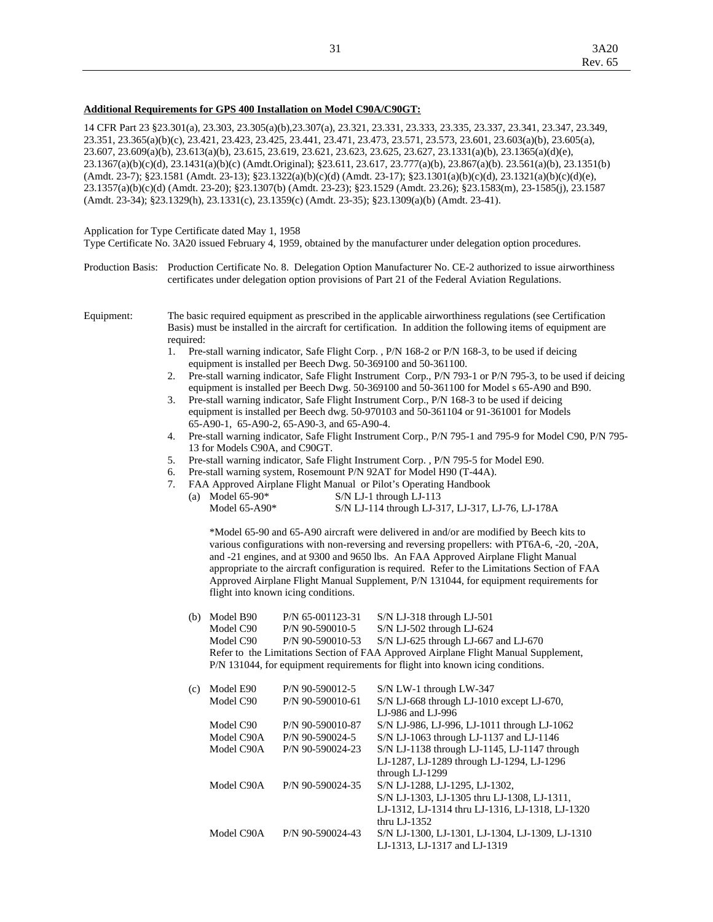**Additional Requirements for GPS 400 Installation on Model C90A/C90GT:**

14 CFR Part 23 §23.301(a), 23.303, 23.305(a)(b),23.307(a), 23.321, 23.331, 23.333, 23.335, 23.337, 23.341, 23.347, 23.349, 23.351, 23.365(a)(b)(c), 23.421, 23.423, 23.425, 23.441, 23.471, 23.473, 23.571, 23.573, 23.601, 23.603(a)(b), 23.605(a), 23.607, 23.609(a)(b), 23.613(a)(b), 23.615, 23.619, 23.621, 23.623, 23.625, 23.627, 23.1331(a)(b), 23.1365(a)(d)(e), 23.1367(a)(b)(c)(d), 23.1431(a)(b)(c) (Amdt.Original); §23.611, 23.617, 23.777(a)(b), 23.867(a)(b). 23.561(a)(b), 23.1351(b) (Amdt. 23-7); §23.1581 (Amdt. 23-13); §23.1322(a)(b)(c)(d) (Amdt. 23-17); §23.1301(a)(b)(c)(d), 23.1321(a)(b)(c)(d)(e), 23.1357(a)(b)(c)(d) (Amdt. 23-20); §23.1307(b) (Amdt. 23-23); §23.1529 (Amdt. 23.26); §23.1583(m), 23-1585(j), 23.1587 (Amdt. 23-34); §23.1329(h), 23.1331(c), 23.1359(c) (Amdt. 23-35); §23.1309(a)(b) (Amdt. 23-41).

Application for Type Certificate dated May 1, 1958
Type Certificate No. 3A20 issued February 4, 1959, obtained by the manufacturer under delegation option procedures.

Production Basis: Production Certificate No. 8. Delegation Option Manufacturer No. CE-2 authorized to issue airworthiness certificates under delegation option provisions of Part 21 of the Federal Aviation Regulations.

Equipment: The basic required equipment as prescribed in the applicable airworthiness regulations (see Certification Basis) must be installed in the aircraft for certification. In addition the following items of equipment are required:

1. Pre-stall warning indicator, Safe Flight Corp. , P/N 168-2 or P/N 168-3, to be used if deicing equipment is installed per Beech Dwg. 50-369100 and 50-361100.
2. Pre-stall warning indicator, Safe Flight Instrument Corp., P/N 793-1 or P/N 795-3, to be used if deicing equipment is installed per Beech Dwg. 50-369100 and 50-361100 for Model s 65-A90 and B90.
3. Pre-stall warning indicator, Safe Flight Instrument Corp., P/N 168-3 to be used if deicing equipment is installed per Beech dwg. 50-970103 and 50-361104 or 91-361001 for Models 65-A90-1, 65-A90-2, 65-A90-3, and 65-A90-4.
4. Pre-stall warning indicator, Safe Flight Instrument Corp., P/N 795-1 and 795-9 for Model C90, P/N 795-13 for Models C90A, and C90GT.
5. Pre-stall warning indicator, Safe Flight Instrument Corp. , P/N 795-5 for Model E90.
6. Pre-stall warning system, Rosemount P/N 92AT for Model H90 (T-44A).
7. FAA Approved Airplane Flight Manual or Pilot's Operating Handbook

   (a)

   | Model | S/N |
   |---|---|
   | Model 65-90* | S/N LJ-1 through LJ-113 |
   | Model 65-A90* | S/N LJ-114 through LJ-317, LJ-317, LJ-76, LJ-178A |

   *Model 65-90 and 65-A90 aircraft were delivered in and/or are modified by Beech kits to various configurations with non-reversing and reversing propellers: with PT6A-6, -20, -20A, and -21 engines, and at 9300 and 9650 lbs. An FAA Approved Airplane Flight Manual appropriate to the aircraft configuration is required. Refer to the Limitations Section of FAA Approved Airplane Flight Manual Supplement, P/N 131044, for equipment requirements for flight into known icing conditions.

   (b)

   | Model | P/N | S/N |
   |---|---|---|
   | Model B90 | P/N 65-001123-31 | S/N LJ-318 through LJ-501 |
   | Model C90 | P/N 90-590010-5 | S/N LJ-502 through LJ-624 |
   | Model C90 | P/N 90-590010-53 | S/N LJ-625 through LJ-667 and LJ-670 |

   Refer to the Limitations Section of FAA Approved Airplane Flight Manual Supplement, P/N 131044, for equipment requirements for flight into known icing conditions.

   (c)

   | Model | P/N | S/N |
   |---|---|---|
   | Model E90 | P/N 90-590012-5 | S/N LW-1 through LW-347 |
   | Model C90 | P/N 90-590010-61 | S/N LJ-668 through LJ-1010 except LJ-670, LJ-986 and LJ-996 |
   | Model C90 | P/N 90-590010-87 | S/N LJ-986, LJ-996, LJ-1011 through LJ-1062 |
   | Model C90A | P/N 90-590024-5 | S/N LJ-1063 through LJ-1137 and LJ-1146 |
   | Model C90A | P/N 90-590024-23 | S/N LJ-1138 through LJ-1145, LJ-1147 through LJ-1287, LJ-1289 through LJ-1294, LJ-1296 through LJ-1299 |
   | Model C90A | P/N 90-590024-35 | S/N LJ-1288, LJ-1295, LJ-1302, S/N LJ-1303, LJ-1305 thru LJ-1308, LJ-1311, LJ-1312, LJ-1314 thru LJ-1316, LJ-1318, LJ-1320 thru LJ-1352 |
   | Model C90A | P/N 90-590024-43 | S/N LJ-1300, LJ-1301, LJ-1304, LJ-1309, LJ-1310 LJ-1313, LJ-1317 and LJ-1319 |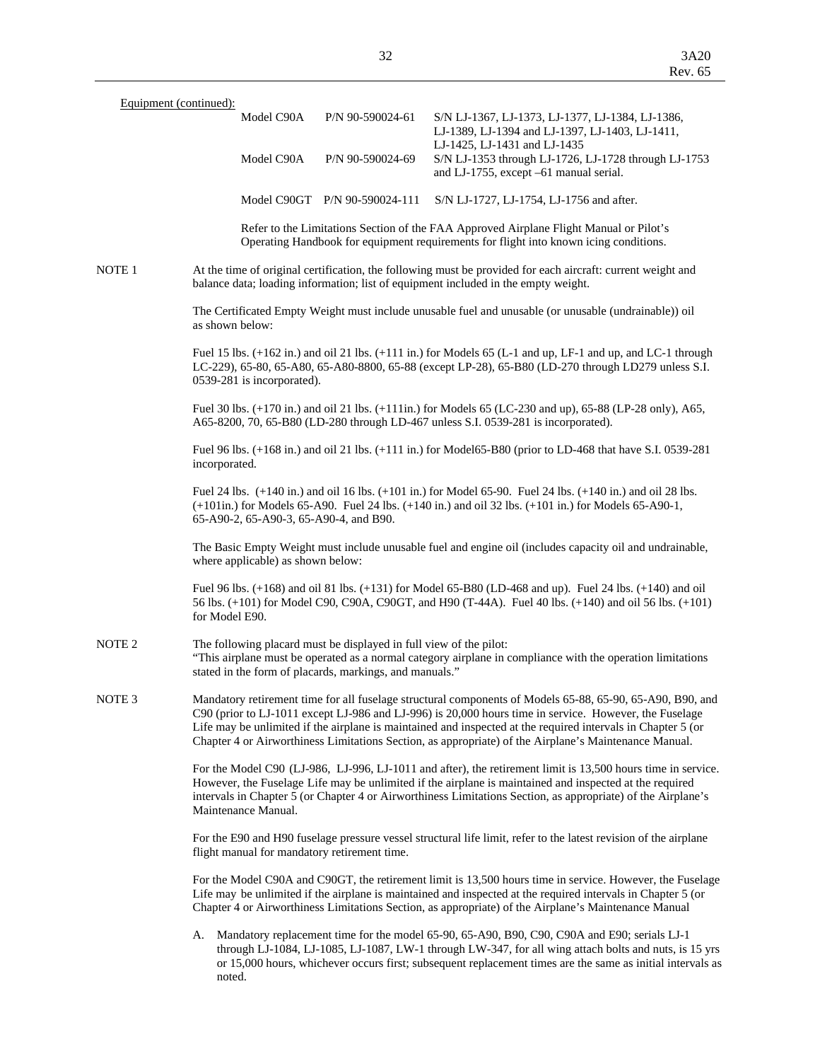Equipment (continued):

| | | |
|---|---|---|
| Model C90A | P/N 90-590024-61 | S/N LJ-1367, LJ-1373, LJ-1377, LJ-1384, LJ-1386, LJ-1389, LJ-1394 and LJ-1397, LJ-1403, LJ-1411, LJ-1425, LJ-1431 and LJ-1435 |
| Model C90A | P/N 90-590024-69 | S/N LJ-1353 through LJ-1726, LJ-1728 through LJ-1753 and LJ-1755, except –61 manual serial. |
| Model C90GT | P/N 90-590024-111 | S/N LJ-1727, LJ-1754, LJ-1756 and after. |

Refer to the Limitations Section of the FAA Approved Airplane Flight Manual or Pilot's Operating Handbook for equipment requirements for flight into known icing conditions.

NOTE 1 At the time of original certification, the following must be provided for each aircraft: current weight and balance data; loading information; list of equipment included in the empty weight.

The Certificated Empty Weight must include unusable fuel and unusable (or unusable (undrainable)) oil as shown below:

Fuel 15 lbs. (+162 in.) and oil 21 lbs. (+111 in.) for Models 65 (L-1 and up, LF-1 and up, and LC-1 through LC-229), 65-80, 65-A80, 65-A80-8800, 65-88 (except LP-28), 65-B80 (LD-270 through LD279 unless S.I. 0539-281 is incorporated).

Fuel 30 lbs. (+170 in.) and oil 21 lbs. (+111in.) for Models 65 (LC-230 and up), 65-88 (LP-28 only), A65, A65-8200, 70, 65-B80 (LD-280 through LD-467 unless S.I. 0539-281 is incorporated).

Fuel 96 lbs. (+168 in.) and oil 21 lbs. (+111 in.) for Model65-B80 (prior to LD-468 that have S.I. 0539-281 incorporated.

Fuel 24 lbs. (+140 in.) and oil 16 lbs. (+101 in.) for Model 65-90. Fuel 24 lbs. (+140 in.) and oil 28 lbs. (+101in.) for Models 65-A90. Fuel 24 lbs. (+140 in.) and oil 32 lbs. (+101 in.) for Models 65-A90-1, 65-A90-2, 65-A90-3, 65-A90-4, and B90.

The Basic Empty Weight must include unusable fuel and engine oil (includes capacity oil and undrainable, where applicable) as shown below:

Fuel 96 lbs. (+168) and oil 81 lbs. (+131) for Model 65-B80 (LD-468 and up). Fuel 24 lbs. (+140) and oil 56 lbs. (+101) for Model C90, C90A, C90GT, and H90 (T-44A). Fuel 40 lbs. (+140) and oil 56 lbs. (+101) for Model E90.

NOTE 2 The following placard must be displayed in full view of the pilot:
"This airplane must be operated as a normal category airplane in compliance with the operation limitations stated in the form of placards, markings, and manuals."

NOTE 3 Mandatory retirement time for all fuselage structural components of Models 65-88, 65-90, 65-A90, B90, and C90 (prior to LJ-1011 except LJ-986 and LJ-996) is 20,000 hours time in service. However, the Fuselage Life may be unlimited if the airplane is maintained and inspected at the required intervals in Chapter 5 (or Chapter 4 or Airworthiness Limitations Section, as appropriate) of the Airplane's Maintenance Manual.

For the Model C90 (LJ-986, LJ-996, LJ-1011 and after), the retirement limit is 13,500 hours time in service. However, the Fuselage Life may be unlimited if the airplane is maintained and inspected at the required intervals in Chapter 5 (or Chapter 4 or Airworthiness Limitations Section, as appropriate) of the Airplane's Maintenance Manual.

For the E90 and H90 fuselage pressure vessel structural life limit, refer to the latest revision of the airplane flight manual for mandatory retirement time.

For the Model C90A and C90GT, the retirement limit is 13,500 hours time in service. However, the Fuselage Life may be unlimited if the airplane is maintained and inspected at the required intervals in Chapter 5 (or Chapter 4 or Airworthiness Limitations Section, as appropriate) of the Airplane's Maintenance Manual

A. Mandatory replacement time for the model 65-90, 65-A90, B90, C90, C90A and E90; serials LJ-1 through LJ-1084, LJ-1085, LJ-1087, LW-1 through LW-347, for all wing attach bolts and nuts, is 15 yrs or 15,000 hours, whichever occurs first; subsequent replacement times are the same as initial intervals as noted.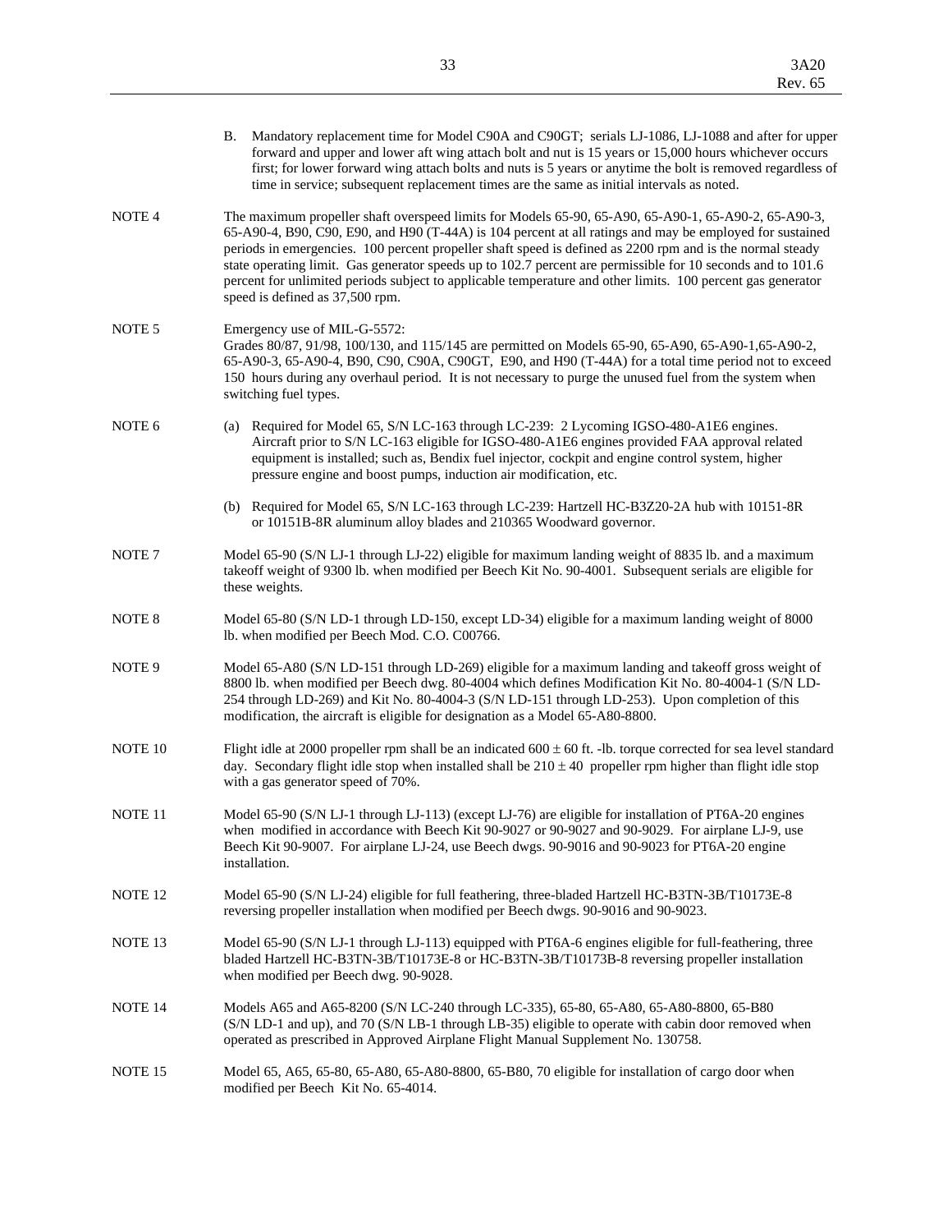B. Mandatory replacement time for Model C90A and C90GT; serials LJ-1086, LJ-1088 and after for upper forward and upper and lower aft wing attach bolt and nut is 15 years or 15,000 hours whichever occurs first; for lower forward wing attach bolts and nuts is 5 years or anytime the bolt is removed regardless of time in service; subsequent replacement times are the same as initial intervals as noted.

NOTE 4 The maximum propeller shaft overspeed limits for Models 65-90, 65-A90, 65-A90-1, 65-A90-2, 65-A90-3, 65-A90-4, B90, C90, E90, and H90 (T-44A) is 104 percent at all ratings and may be employed for sustained periods in emergencies. 100 percent propeller shaft speed is defined as 2200 rpm and is the normal steady state operating limit. Gas generator speeds up to 102.7 percent are permissible for 10 seconds and to 101.6 percent for unlimited periods subject to applicable temperature and other limits. 100 percent gas generator speed is defined as 37,500 rpm.

NOTE 5 Emergency use of MIL-G-5572:
Grades 80/87, 91/98, 100/130, and 115/145 are permitted on Models 65-90, 65-A90, 65-A90-1,65-A90-2, 65-A90-3, 65-A90-4, B90, C90, C90A, C90GT, E90, and H90 (T-44A) for a total time period not to exceed 150 hours during any overhaul period. It is not necessary to purge the unused fuel from the system when switching fuel types.

NOTE 6 (a) Required for Model 65, S/N LC-163 through LC-239: 2 Lycoming IGSO-480-A1E6 engines. Aircraft prior to S/N LC-163 eligible for IGSO-480-A1E6 engines provided FAA approval related equipment is installed; such as, Bendix fuel injector, cockpit and engine control system, higher pressure engine and boost pumps, induction air modification, etc.

(b) Required for Model 65, S/N LC-163 through LC-239: Hartzell HC-B3Z20-2A hub with 10151-8R or 10151B-8R aluminum alloy blades and 210365 Woodward governor.

NOTE 7 Model 65-90 (S/N LJ-1 through LJ-22) eligible for maximum landing weight of 8835 lb. and a maximum takeoff weight of 9300 lb. when modified per Beech Kit No. 90-4001. Subsequent serials are eligible for these weights.

NOTE 8 Model 65-80 (S/N LD-1 through LD-150, except LD-34) eligible for a maximum landing weight of 8000 lb. when modified per Beech Mod. C.O. C00766.

NOTE 9 Model 65-A80 (S/N LD-151 through LD-269) eligible for a maximum landing and takeoff gross weight of 8800 lb. when modified per Beech dwg. 80-4004 which defines Modification Kit No. 80-4004-1 (S/N LD-254 through LD-269) and Kit No. 80-4004-3 (S/N LD-151 through LD-253). Upon completion of this modification, the aircraft is eligible for designation as a Model 65-A80-8800.

NOTE 10 Flight idle at 2000 propeller rpm shall be an indicated $600 \pm 60$ ft. -lb. torque corrected for sea level standard day. Secondary flight idle stop when installed shall be $210 \pm 40$ propeller rpm higher than flight idle stop with a gas generator speed of 70%.

NOTE 11 Model 65-90 (S/N LJ-1 through LJ-113) (except LJ-76) are eligible for installation of PT6A-20 engines when modified in accordance with Beech Kit 90-9027 or 90-9027 and 90-9029. For airplane LJ-9, use Beech Kit 90-9007. For airplane LJ-24, use Beech dwgs. 90-9016 and 90-9023 for PT6A-20 engine installation.

NOTE 12 Model 65-90 (S/N LJ-24) eligible for full feathering, three-bladed Hartzell HC-B3TN-3B/T10173E-8 reversing propeller installation when modified per Beech dwgs. 90-9016 and 90-9023.

NOTE 13 Model 65-90 (S/N LJ-1 through LJ-113) equipped with PT6A-6 engines eligible for full-feathering, three bladed Hartzell HC-B3TN-3B/T10173E-8 or HC-B3TN-3B/T10173B-8 reversing propeller installation when modified per Beech dwg. 90-9028.

NOTE 14 Models A65 and A65-8200 (S/N LC-240 through LC-335), 65-80, 65-A80, 65-A80-8800, 65-B80 (S/N LD-1 and up), and 70 (S/N LB-1 through LB-35) eligible to operate with cabin door removed when operated as prescribed in Approved Airplane Flight Manual Supplement No. 130758.

NOTE 15 Model 65, A65, 65-80, 65-A80, 65-A80-8800, 65-B80, 70 eligible for installation of cargo door when modified per Beech Kit No. 65-4014.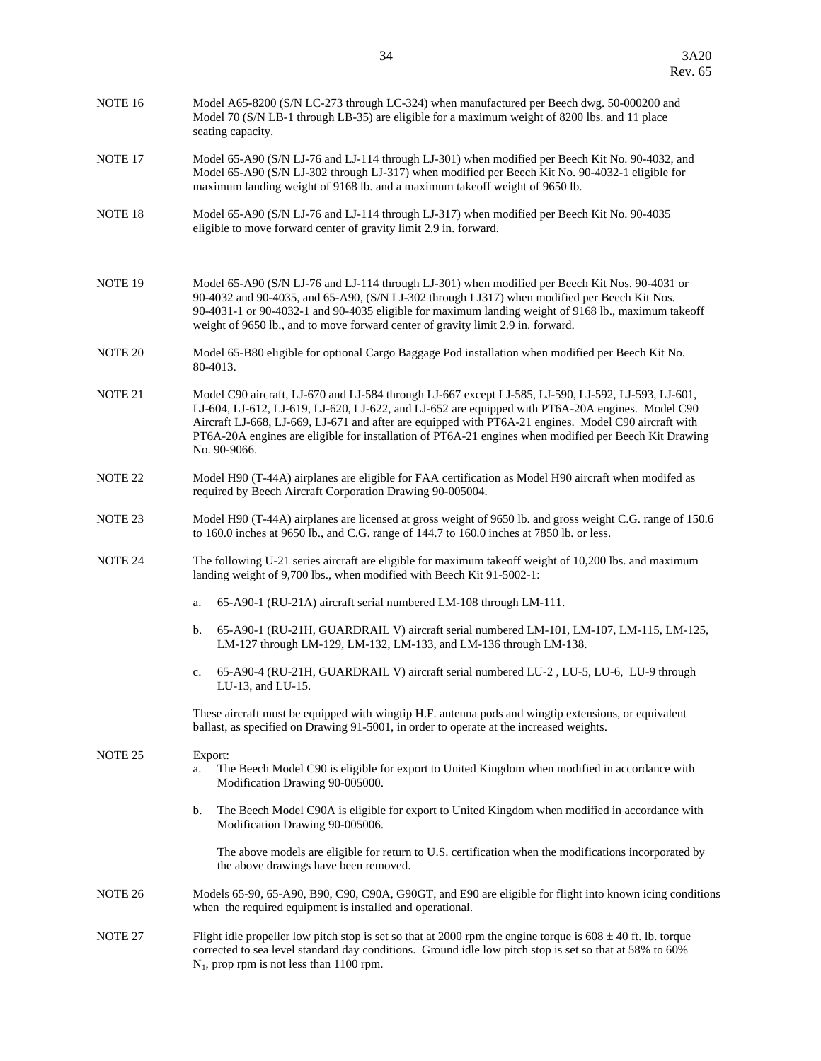NOTE 16 Model A65-8200 (S/N LC-273 through LC-324) when manufactured per Beech dwg. 50-000200 and Model 70 (S/N LB-1 through LB-35) are eligible for a maximum weight of 8200 lbs. and 11 place seating capacity.

NOTE 17 Model 65-A90 (S/N LJ-76 and LJ-114 through LJ-301) when modified per Beech Kit No. 90-4032, and Model 65-A90 (S/N LJ-302 through LJ-317) when modified per Beech Kit No. 90-4032-1 eligible for maximum landing weight of 9168 lb. and a maximum takeoff weight of 9650 lb.

NOTE 18 Model 65-A90 (S/N LJ-76 and LJ-114 through LJ-317) when modified per Beech Kit No. 90-4035 eligible to move forward center of gravity limit 2.9 in. forward.

NOTE 19 Model 65-A90 (S/N LJ-76 and LJ-114 through LJ-301) when modified per Beech Kit Nos. 90-4031 or 90-4032 and 90-4035, and 65-A90, (S/N LJ-302 through LJ317) when modified per Beech Kit Nos. 90-4031-1 or 90-4032-1 and 90-4035 eligible for maximum landing weight of 9168 lb., maximum takeoff weight of 9650 lb., and to move forward center of gravity limit 2.9 in. forward.

NOTE 20 Model 65-B80 eligible for optional Cargo Baggage Pod installation when modified per Beech Kit No. 80-4013.

NOTE 21 Model C90 aircraft, LJ-670 and LJ-584 through LJ-667 except LJ-585, LJ-590, LJ-592, LJ-593, LJ-601, LJ-604, LJ-612, LJ-619, LJ-620, LJ-622, and LJ-652 are equipped with PT6A-20A engines. Model C90 Aircraft LJ-668, LJ-669, LJ-671 and after are equipped with PT6A-21 engines. Model C90 aircraft with PT6A-20A engines are eligible for installation of PT6A-21 engines when modified per Beech Kit Drawing No. 90-9066.

NOTE 22 Model H90 (T-44A) airplanes are eligible for FAA certification as Model H90 aircraft when modifed as required by Beech Aircraft Corporation Drawing 90-005004.

NOTE 23 Model H90 (T-44A) airplanes are licensed at gross weight of 9650 lb. and gross weight C.G. range of 150.6 to 160.0 inches at 9650 lb., and C.G. range of 144.7 to 160.0 inches at 7850 lb. or less.

NOTE 24 The following U-21 series aircraft are eligible for maximum takeoff weight of 10,200 lbs. and maximum landing weight of 9,700 lbs., when modified with Beech Kit 91-5002-1:

a. 65-A90-1 (RU-21A) aircraft serial numbered LM-108 through LM-111.

b. 65-A90-1 (RU-21H, GUARDRAIL V) aircraft serial numbered LM-101, LM-107, LM-115, LM-125, LM-127 through LM-129, LM-132, LM-133, and LM-136 through LM-138.

c. 65-A90-4 (RU-21H, GUARDRAIL V) aircraft serial numbered LU-2 , LU-5, LU-6, LU-9 through LU-13, and LU-15.

These aircraft must be equipped with wingtip H.F. antenna pods and wingtip extensions, or equivalent ballast, as specified on Drawing 91-5001, in order to operate at the increased weights.

NOTE 25 Export:

a. The Beech Model C90 is eligible for export to United Kingdom when modified in accordance with Modification Drawing 90-005000.

b. The Beech Model C90A is eligible for export to United Kingdom when modified in accordance with Modification Drawing 90-005006.

The above models are eligible for return to U.S. certification when the modifications incorporated by the above drawings have been removed.

NOTE 26 Models 65-90, 65-A90, B90, C90, C90A, G90GT, and E90 are eligible for flight into known icing conditions when the required equipment is installed and operational.

NOTE 27 Flight idle propeller low pitch stop is set so that at 2000 rpm the engine torque is $608 \pm 40$ ft. lb. torque corrected to sea level standard day conditions. Ground idle low pitch stop is set so that at 58% to 60% $N_1$, prop rpm is not less than 1100 rpm.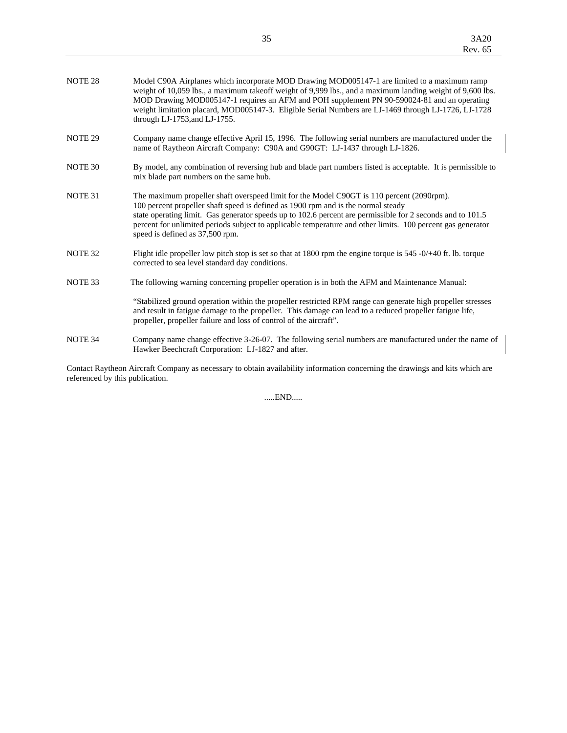NOTE 28 Model C90A Airplanes which incorporate MOD Drawing MOD005147-1 are limited to a maximum ramp weight of 10,059 lbs., a maximum takeoff weight of 9,999 lbs., and a maximum landing weight of 9,600 lbs. MOD Drawing MOD005147-1 requires an AFM and POH supplement PN 90-590024-81 and an operating weight limitation placard, MOD005147-3. Eligible Serial Numbers are LJ-1469 through LJ-1726, LJ-1728 through LJ-1753,and LJ-1755.

NOTE 29 Company name change effective April 15, 1996. The following serial numbers are manufactured under the name of Raytheon Aircraft Company: C90A and G90GT: LJ-1437 through LJ-1826.

NOTE 30 By model, any combination of reversing hub and blade part numbers listed is acceptable. It is permissible to mix blade part numbers on the same hub.

NOTE 31 The maximum propeller shaft overspeed limit for the Model C90GT is 110 percent (2090rpm). 100 percent propeller shaft speed is defined as 1900 rpm and is the normal steady state operating limit. Gas generator speeds up to 102.6 percent are permissible for 2 seconds and to 101.5 percent for unlimited periods subject to applicable temperature and other limits. 100 percent gas generator speed is defined as 37,500 rpm.

NOTE 32 Flight idle propeller low pitch stop is set so that at 1800 rpm the engine torque is 545 -0/+40 ft. lb. torque corrected to sea level standard day conditions.

NOTE 33 The following warning concerning propeller operation is in both the AFM and Maintenance Manual:

"Stabilized ground operation within the propeller restricted RPM range can generate high propeller stresses and result in fatigue damage to the propeller. This damage can lead to a reduced propeller fatigue life, propeller, propeller failure and loss of control of the aircraft".

NOTE 34 Company name change effective 3-26-07. The following serial numbers are manufactured under the name of Hawker Beechcraft Corporation: LJ-1827 and after.

Contact Raytheon Aircraft Company as necessary to obtain availability information concerning the drawings and kits which are referenced by this publication.

.....END.....